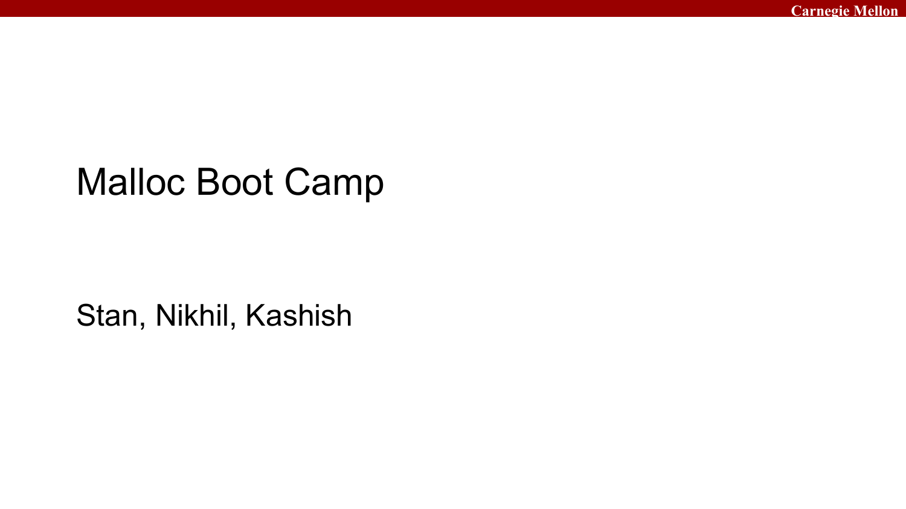# Malloc Boot Camp

Stan, Nikhil, Kashish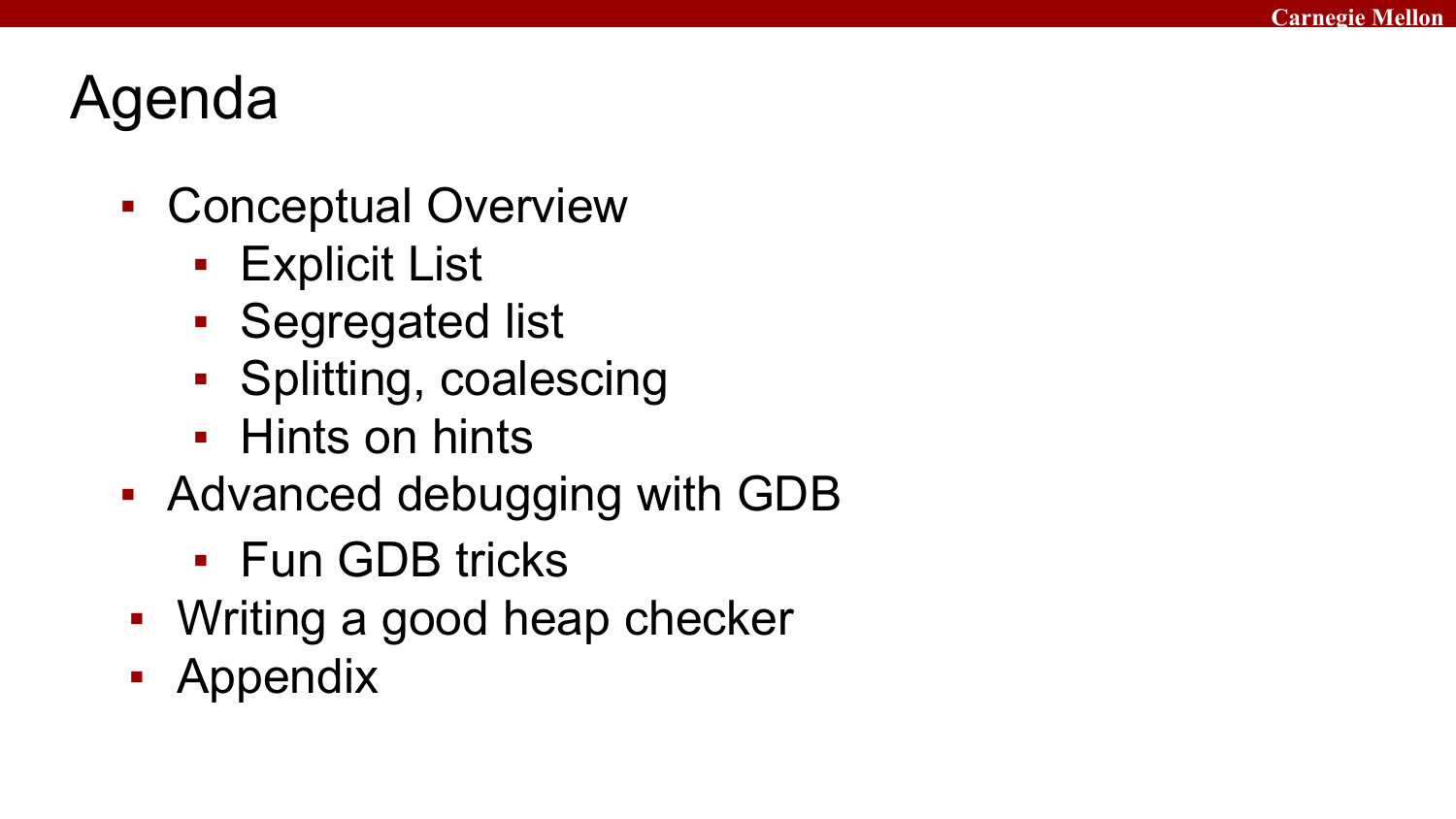# Agenda

- Conceptual Overview
  - Explicit List
  - Segregated list
  - Splitting, coalescing
  - Hints on hints
- Advanced debugging with GDB
  - Fun GDB tricks
- Writing a good heap checker
- Appendix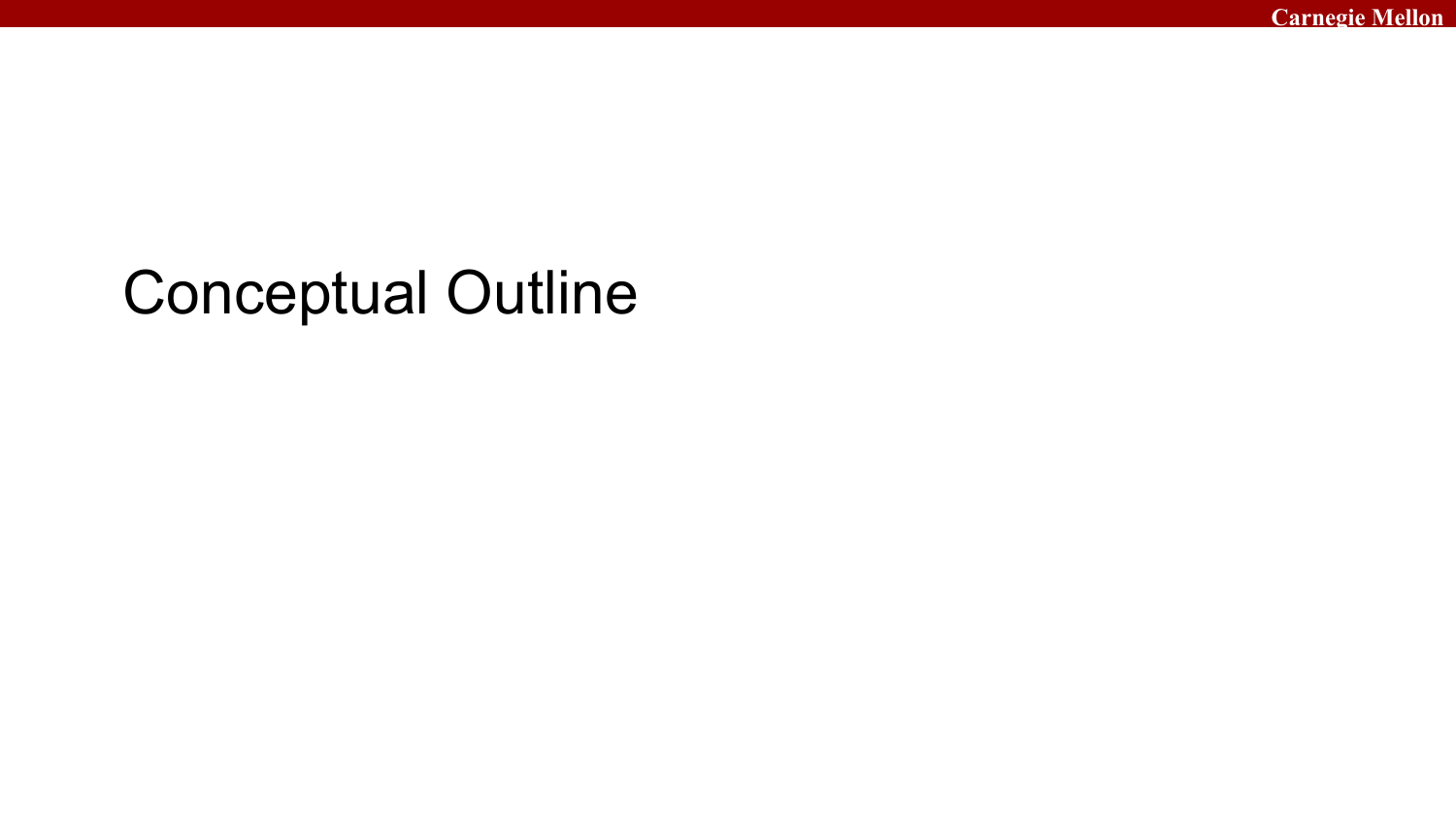# Conceptual Outline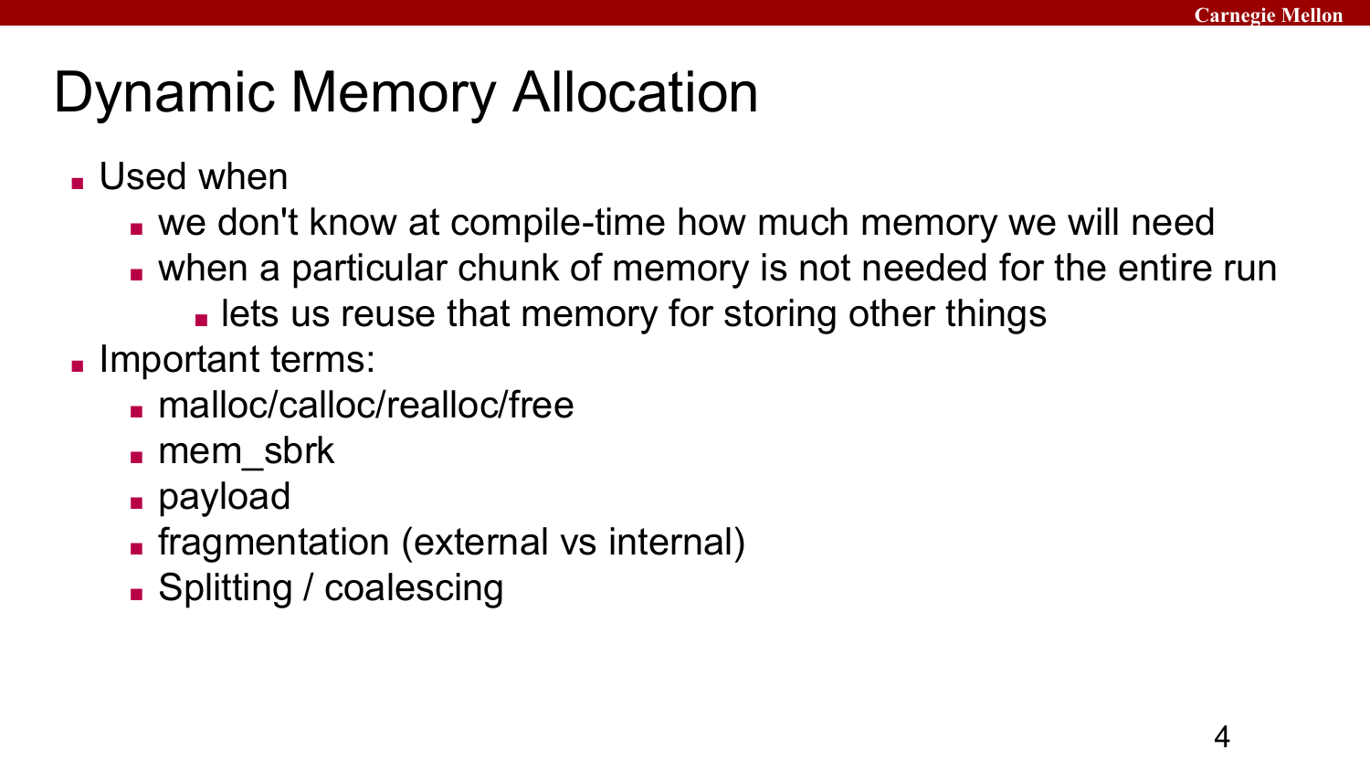# Dynamic Memory Allocation

- Used when
  - we don't know at compile-time how much memory we will need
  - when a particular chunk of memory is not needed for the entire run
    - lets us reuse that memory for storing other things
- Important terms:
  - malloc/calloc/realloc/free
  - mem_sbrk
  - payload
  - fragmentation (external vs internal)
  - Splitting / coalescing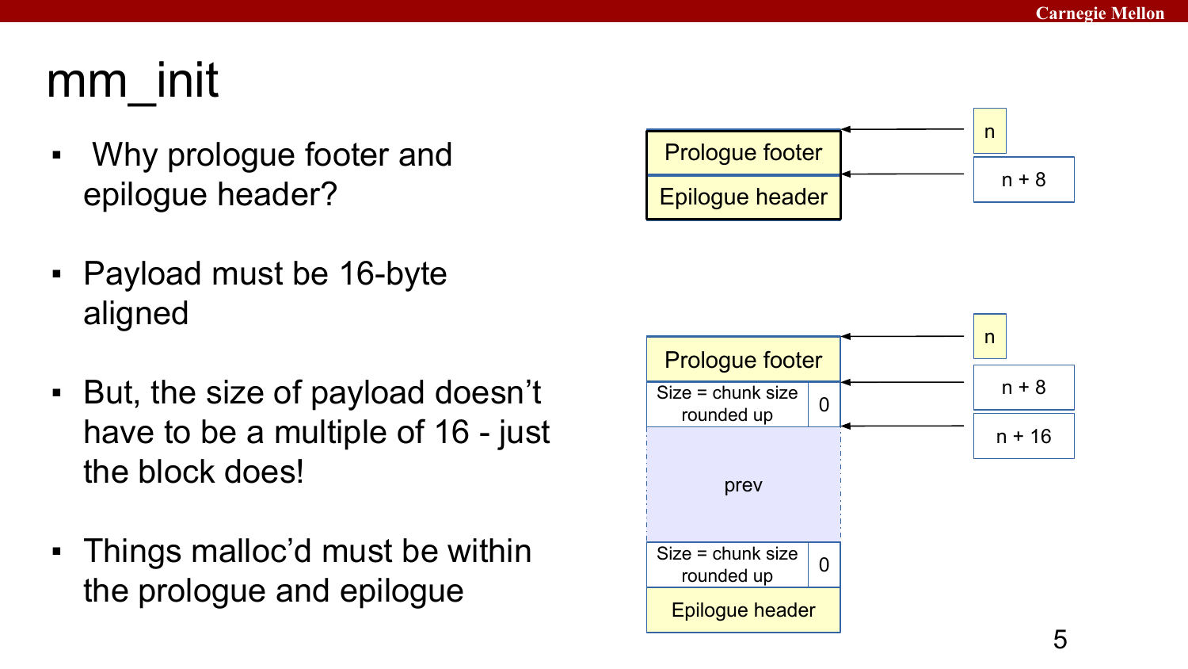# mm_init

- Why prologue footer and epilogue header?
- Payload must be 16-byte aligned
- But, the size of payload doesn't have to be a multiple of 16 - just the block does!
- Things malloc'd must be within the prologue and epilogue

| Address | Block |
| --- | --- |
| n | Prologue footer |
| n + 8 | Epilogue header |

| Address | Block |
| --- | --- |
| n | Prologue footer |
| n + 8 | Size = chunk size rounded up \| 0 |
| n + 16 | prev |
| | Size = chunk size rounded up \| 0 |
| | Epilogue header |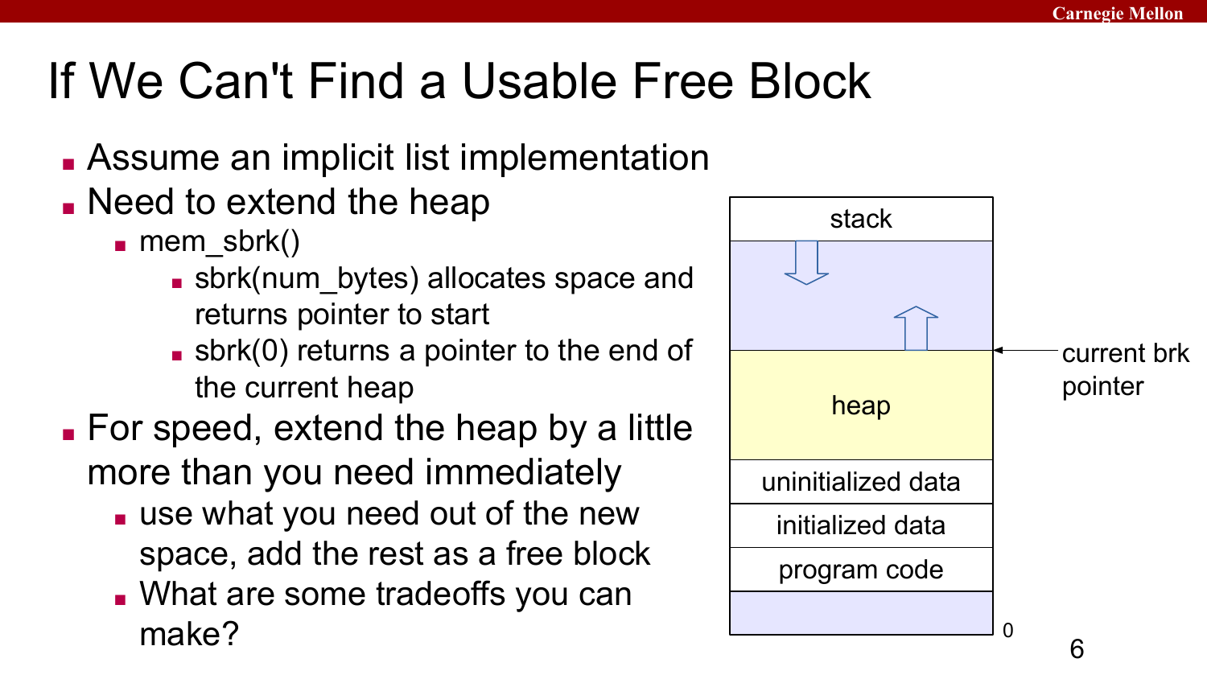# If We Can't Find a Usable Free Block

- Assume an implicit list implementation
- Need to extend the heap
  - mem_sbrk()
    - sbrk(num_bytes) allocates space and returns pointer to start
    - sbrk(0) returns a pointer to the end of the current heap
- For speed, extend the heap by a little more than you need immediately
  - use what you need out of the new space, add the rest as a free block
  - What are some tradeoffs you can make?

stack

heap

uninitialized data

initialized data

program code

current brk pointer

0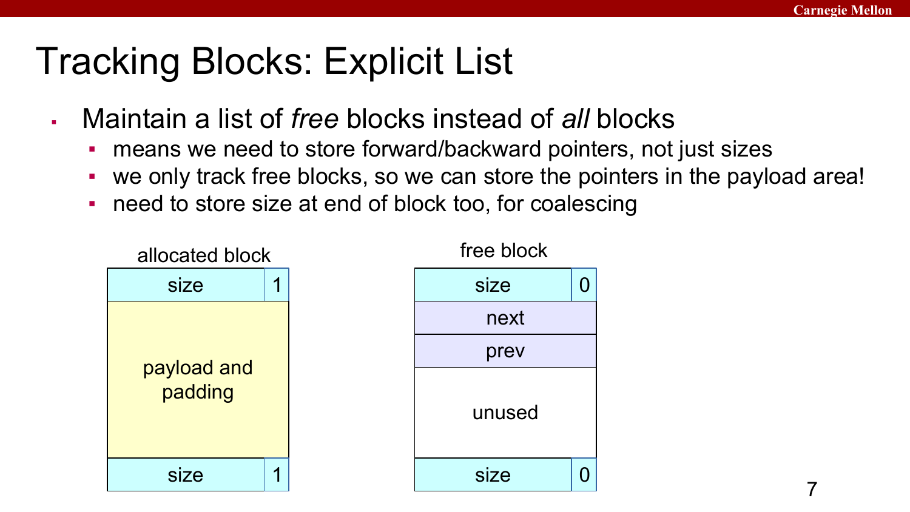# Tracking Blocks: Explicit List

- Maintain a list of *free* blocks instead of *all* blocks
  - means we need to store forward/backward pointers, not just sizes
  - we only track free blocks, so we can store the pointers in the payload area!
  - need to store size at end of block too, for coalescing

allocated block

| size | 1 |
|---|---|
| payload and padding | |
| size | 1 |

free block

| size | 0 |
|---|---|
| next | |
| prev | |
| unused | |
| size | 0 |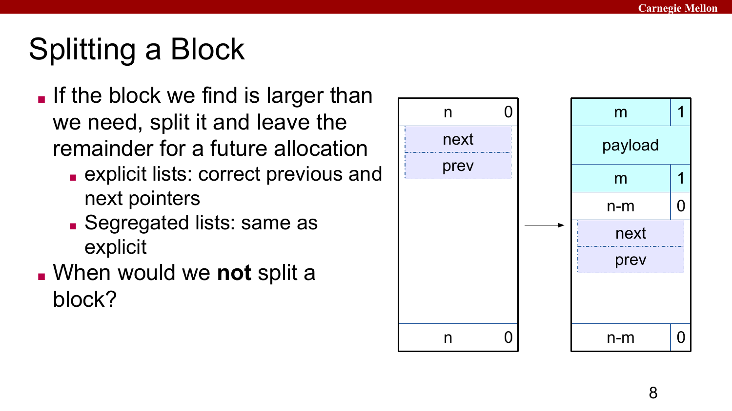# Splitting a Block

- If the block we find is larger than we need, split it and leave the remainder for a future allocation
  - explicit lists: correct previous and next pointers
  - Segregated lists: same as explicit
- When would we **not** split a block?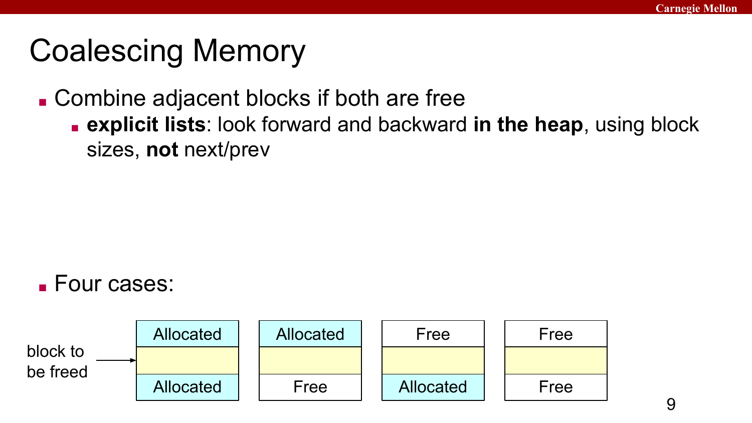# Coalescing Memory

- Combine adjacent blocks if both are free
  - **explicit lists**: look forward and backward **in the heap**, using block sizes, **not** next/prev

- Four cases:

block to be freed →

| Case 1 | Case 2 | Case 3 | Case 4 |
|---|---|---|---|
| Allocated | Allocated | Free | Free |
| | | | |
| Allocated | Free | Allocated | Free |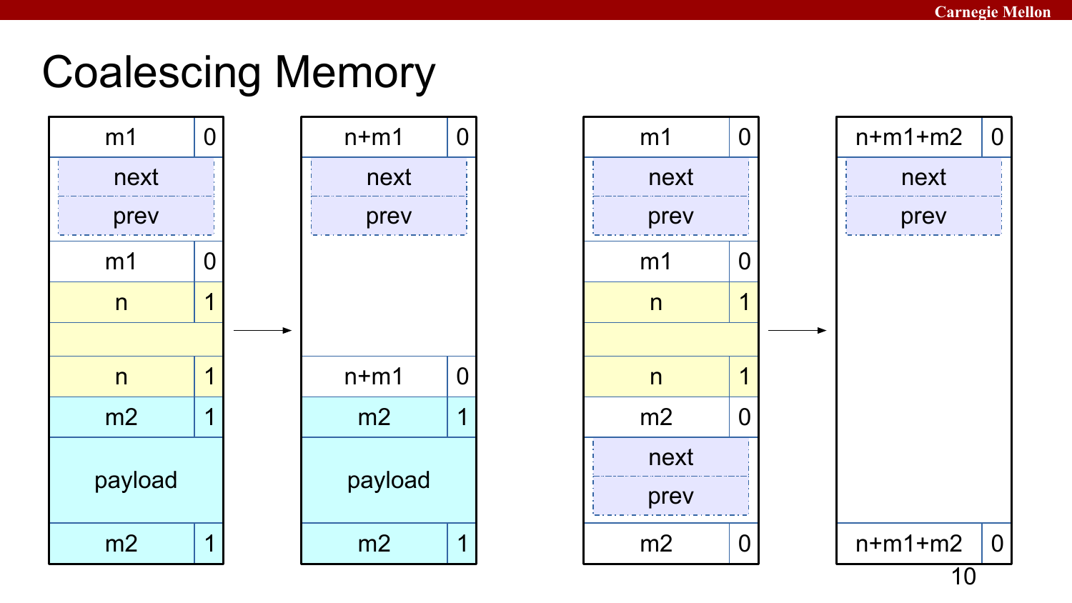# Coalescing Memory

| m1 | 0 |
|---|---|
| next | |
| prev | |
| m1 | 0 |
| n | 1 |
| | |
| n | 1 |
| m2 | 1 |
| payload | |
| m2 | 1 |

→

| n+m1 | 0 |
|---|---|
| next | |
| prev | |
| | |
| n+m1 | 0 |
| m2 | 1 |
| payload | |
| m2 | 1 |

| m1 | 0 |
|---|---|
| next | |
| prev | |
| m1 | 0 |
| n | 1 |
| | |
| n | 1 |
| m2 | 0 |
| next | |
| prev | |
| m2 | 0 |

→

| n+m1+m2 | 0 |
|---|---|
| next | |
| prev | |
| | |
| n+m1+m2 | 0 |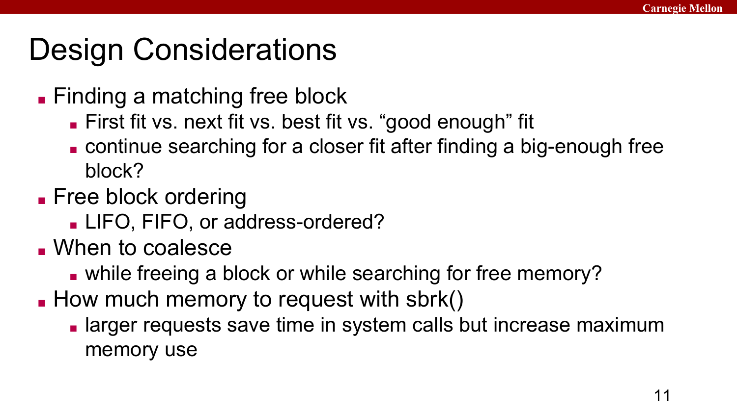# Design Considerations

- Finding a matching free block
  - First fit vs. next fit vs. best fit vs. "good enough" fit
  - continue searching for a closer fit after finding a big-enough free block?
- Free block ordering
  - LIFO, FIFO, or address-ordered?
- When to coalesce
  - while freeing a block or while searching for free memory?
- How much memory to request with sbrk()
  - larger requests save time in system calls but increase maximum memory use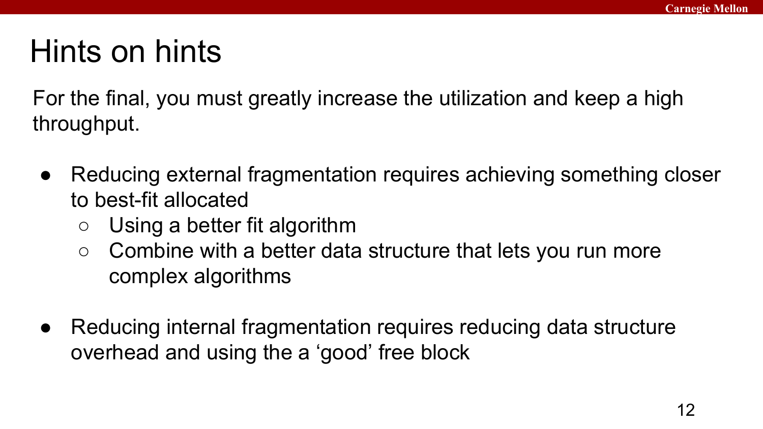# Hints on hints

For the final, you must greatly increase the utilization and keep a high throughput.

- Reducing external fragmentation requires achieving something closer to best-fit allocated
  - Using a better fit algorithm
  - Combine with a better data structure that lets you run more complex algorithms

- Reducing internal fragmentation requires reducing data structure overhead and using the a 'good' free block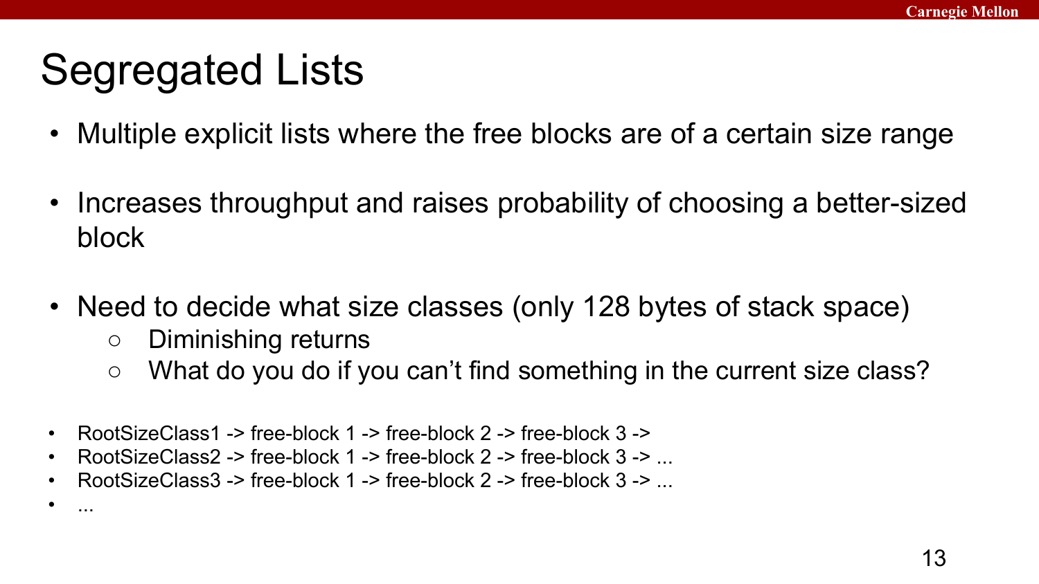# Segregated Lists

- Multiple explicit lists where the free blocks are of a certain size range
- Increases throughput and raises probability of choosing a better-sized block
- Need to decide what size classes (only 128 bytes of stack space)
  - Diminishing returns
  - What do you do if you can't find something in the current size class?

- RootSizeClass1 -> free-block 1 -> free-block 2 -> free-block 3 ->
- RootSizeClass2 -> free-block 1 -> free-block 2 -> free-block 3 -> ...
- RootSizeClass3 -> free-block 1 -> free-block 2 -> free-block 3 -> ...
- ...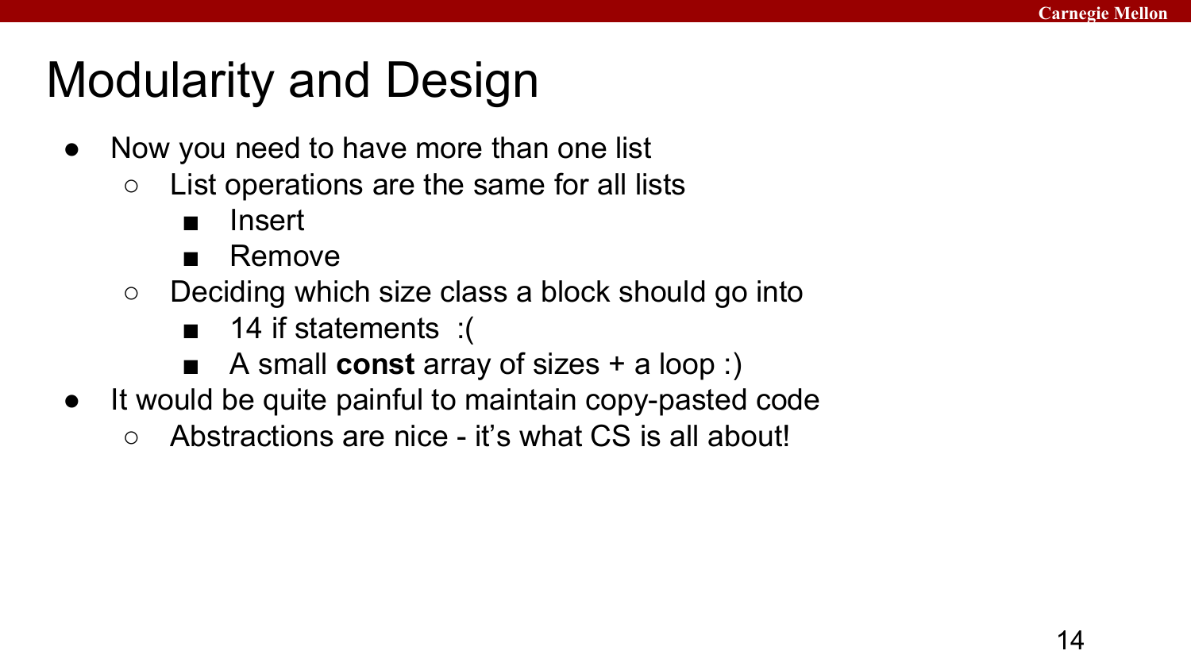# Modularity and Design

- Now you need to have more than one list
  - List operations are the same for all lists
    - Insert
    - Remove
  - Deciding which size class a block should go into
    - 14 if statements :(
    - A small **const** array of sizes + a loop :)
- It would be quite painful to maintain copy-pasted code
  - Abstractions are nice - it's what CS is all about!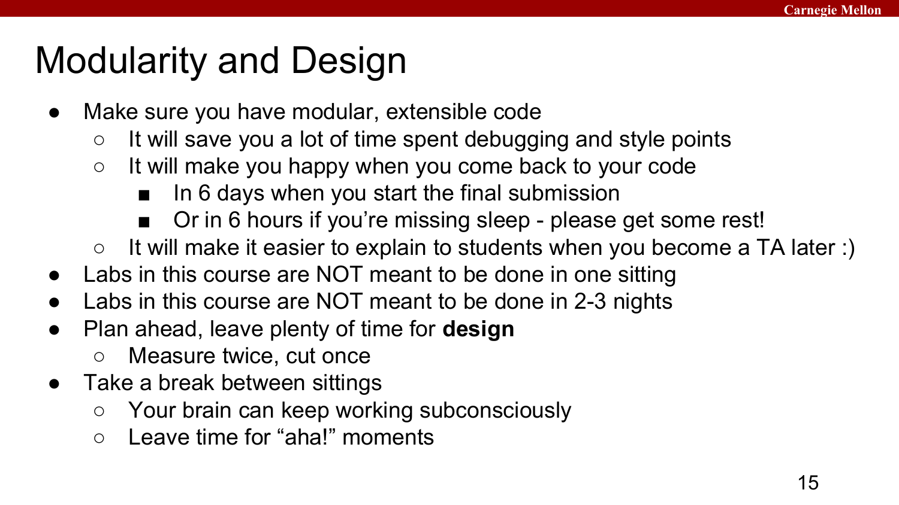# Modularity and Design

- Make sure you have modular, extensible code
  - It will save you a lot of time spent debugging and style points
  - It will make you happy when you come back to your code
    - In 6 days when you start the final submission
    - Or in 6 hours if you're missing sleep - please get some rest!
  - It will make it easier to explain to students when you become a TA later :)
- Labs in this course are NOT meant to be done in one sitting
- Labs in this course are NOT meant to be done in 2-3 nights
- Plan ahead, leave plenty of time for **design**
  - Measure twice, cut once
- Take a break between sittings
  - Your brain can keep working subconsciously
  - Leave time for "aha!" moments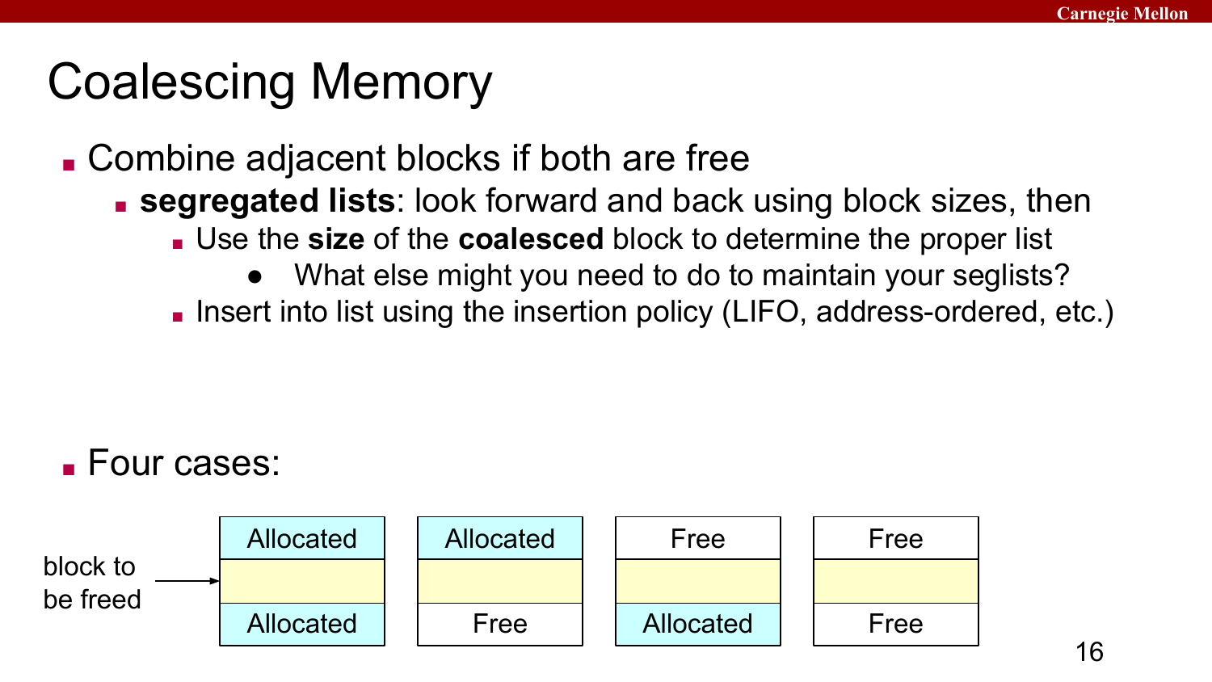# Coalescing Memory

- Combine adjacent blocks if both are free
  - **segregated lists**: look forward and back using block sizes, then
    - Use the **size** of the **coalesced** block to determine the proper list
      - What else might you need to do to maintain your seglists?
    - Insert into list using the insertion policy (LIFO, address-ordered, etc.)

- Four cases:

block to be freed →

| Case 1 | Case 2 | Case 3 | Case 4 |
|---|---|---|---|
| Allocated | Allocated | Free | Free |
| *(block to be freed)* | *(block to be freed)* | *(block to be freed)* | *(block to be freed)* |
| Allocated | Free | Allocated | Free |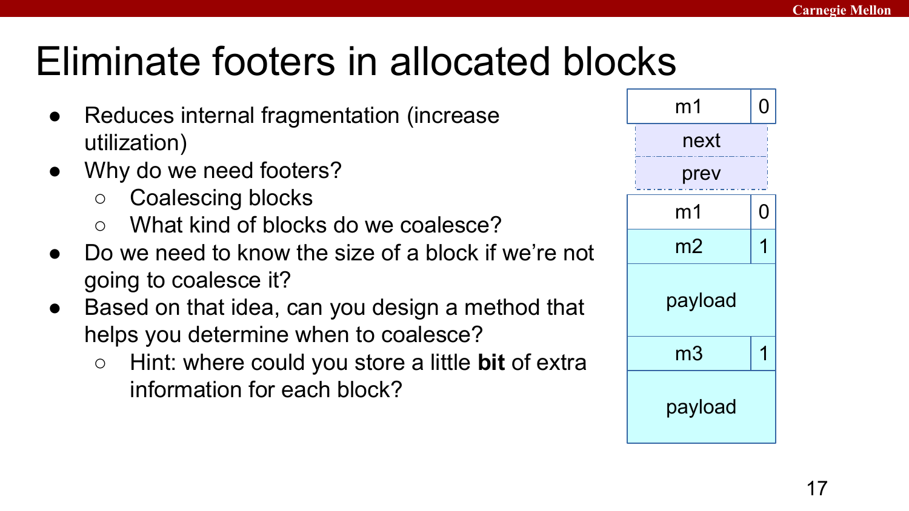# Eliminate footers in allocated blocks

- Reduces internal fragmentation (increase utilization)
- Why do we need footers?
  - Coalescing blocks
  - What kind of blocks do we coalesce?
- Do we need to know the size of a block if we're not going to coalesce it?
- Based on that idea, can you design a method that helps you determine when to coalesce?
  - Hint: where could you store a little **bit** of extra information for each block?

| m1 | 0 |
|---|---|
| next | |
| prev | |
| m1 | 0 |
| m2 | 1 |
| payload | |
| m3 | 1 |
| payload | |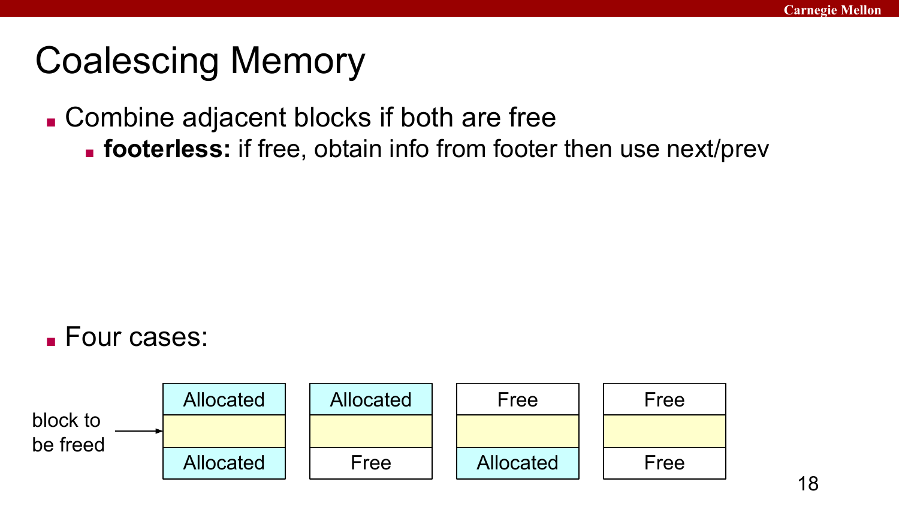# Coalescing Memory

- Combine adjacent blocks if both are free
  - **footerless:** if free, obtain info from footer then use next/prev

- Four cases:

block to be freed →

| Case 1 | Case 2 | Case 3 | Case 4 |
|---|---|---|---|
| Allocated | Allocated | Free | Free |
| | | | |
| Allocated | Free | Allocated | Free |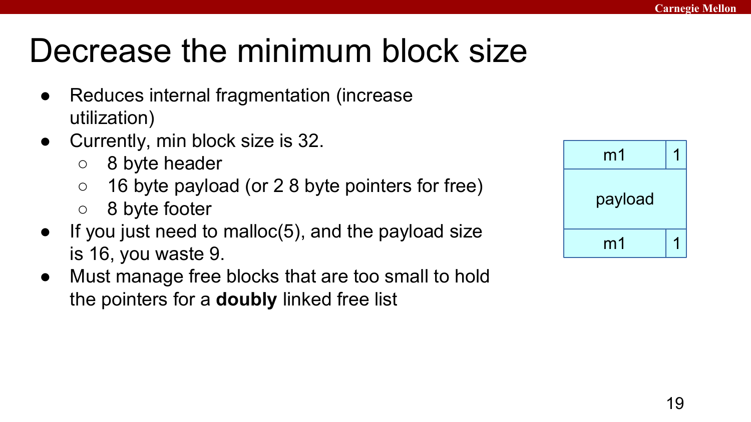# Decrease the minimum block size

- Reduces internal fragmentation (increase utilization)
- Currently, min block size is 32.
  - 8 byte header
  - 16 byte payload (or 2 8 byte pointers for free)
  - 8 byte footer
- If you just need to malloc(5), and the payload size is 16, you waste 9.
- Must manage free blocks that are too small to hold the pointers for a **doubly** linked free list

| m1 | 1 |
|---|---|
| payload | |
| m1 | 1 |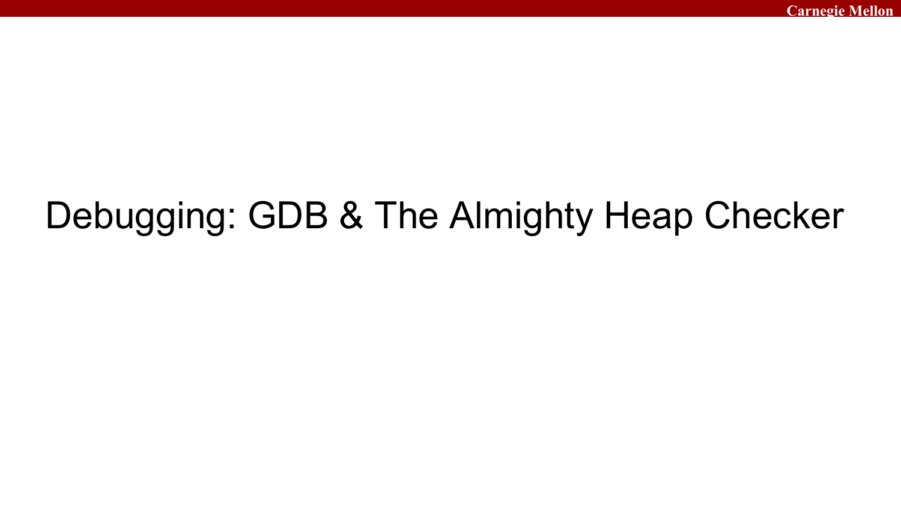# Debugging: GDB & The Almighty Heap Checker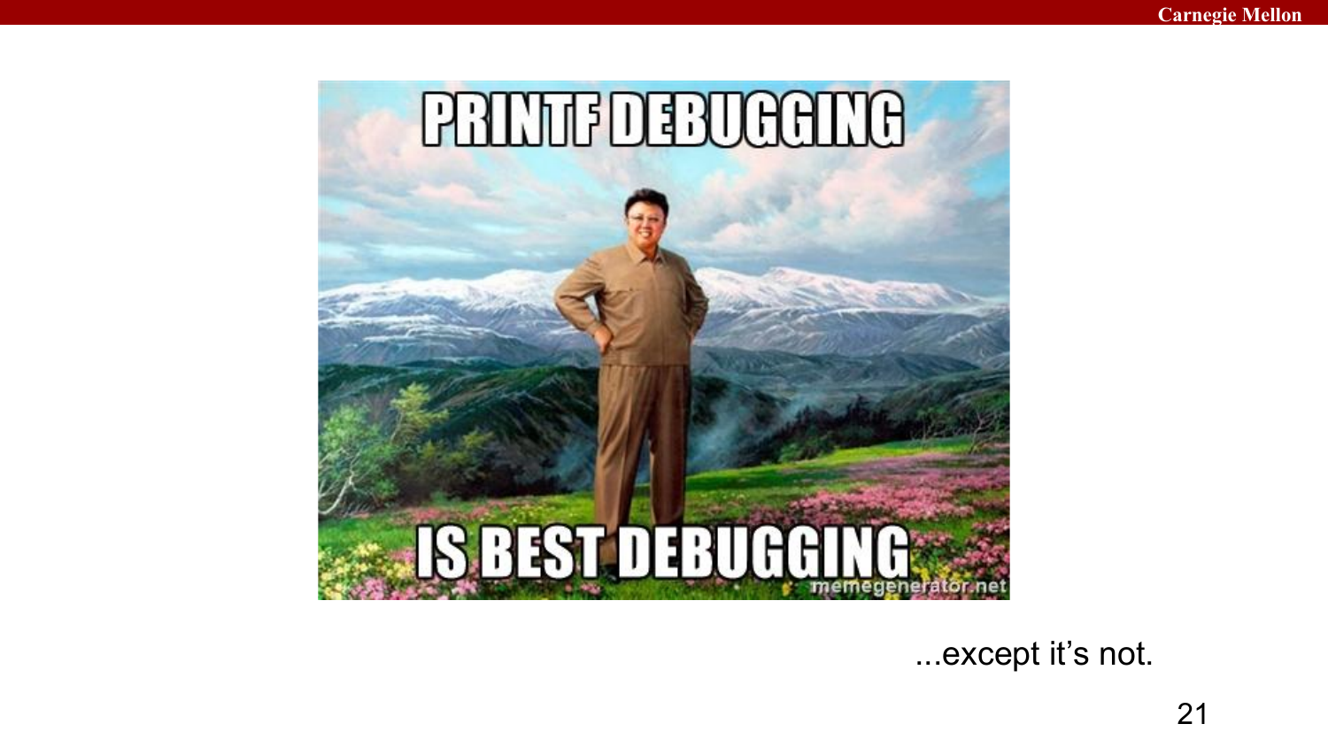PRINTF DEBUGGING

IS BEST DEBUGGING

...except it's not.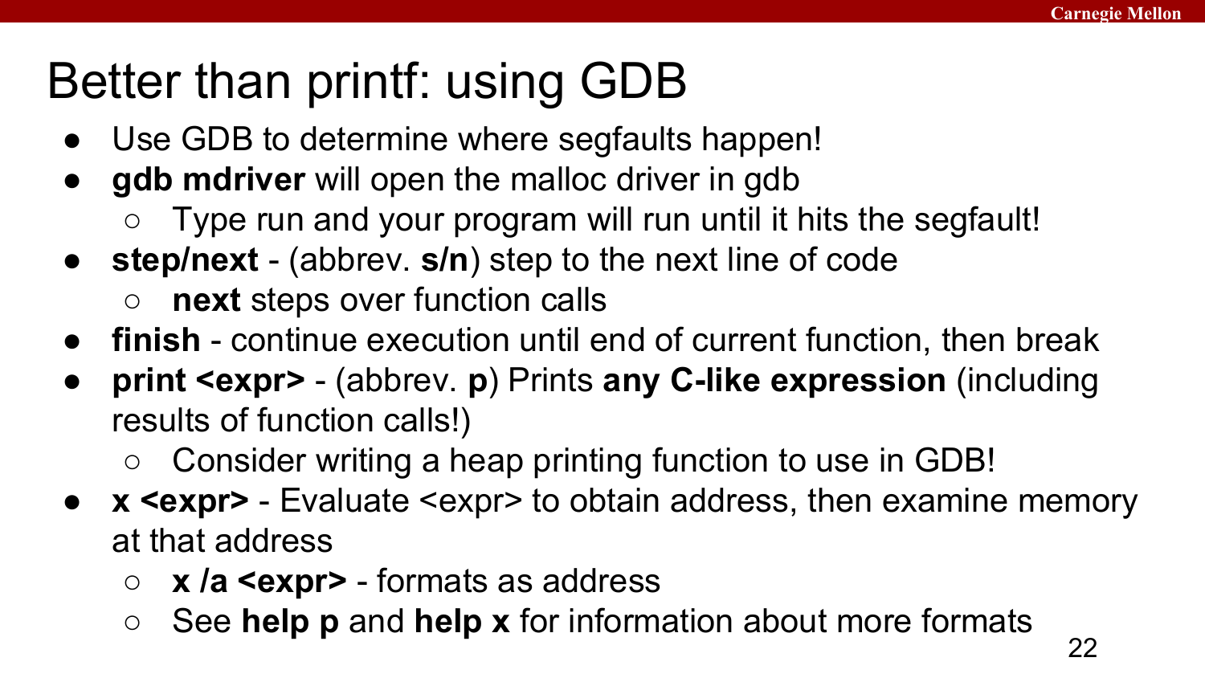# Better than printf: using GDB

- Use GDB to determine where segfaults happen!
- **gdb mdriver** will open the malloc driver in gdb
  - Type run and your program will run until it hits the segfault!
- **step/next** - (abbrev. **s/n**) step to the next line of code
  - **next** steps over function calls
- **finish** - continue execution until end of current function, then break
- **print <expr>** - (abbrev. **p**) Prints **any C-like expression** (including results of function calls!)
  - Consider writing a heap printing function to use in GDB!
- **x <expr>** - Evaluate <expr> to obtain address, then examine memory at that address
  - **x /a <expr>** - formats as address
  - See **help p** and **help x** for information about more formats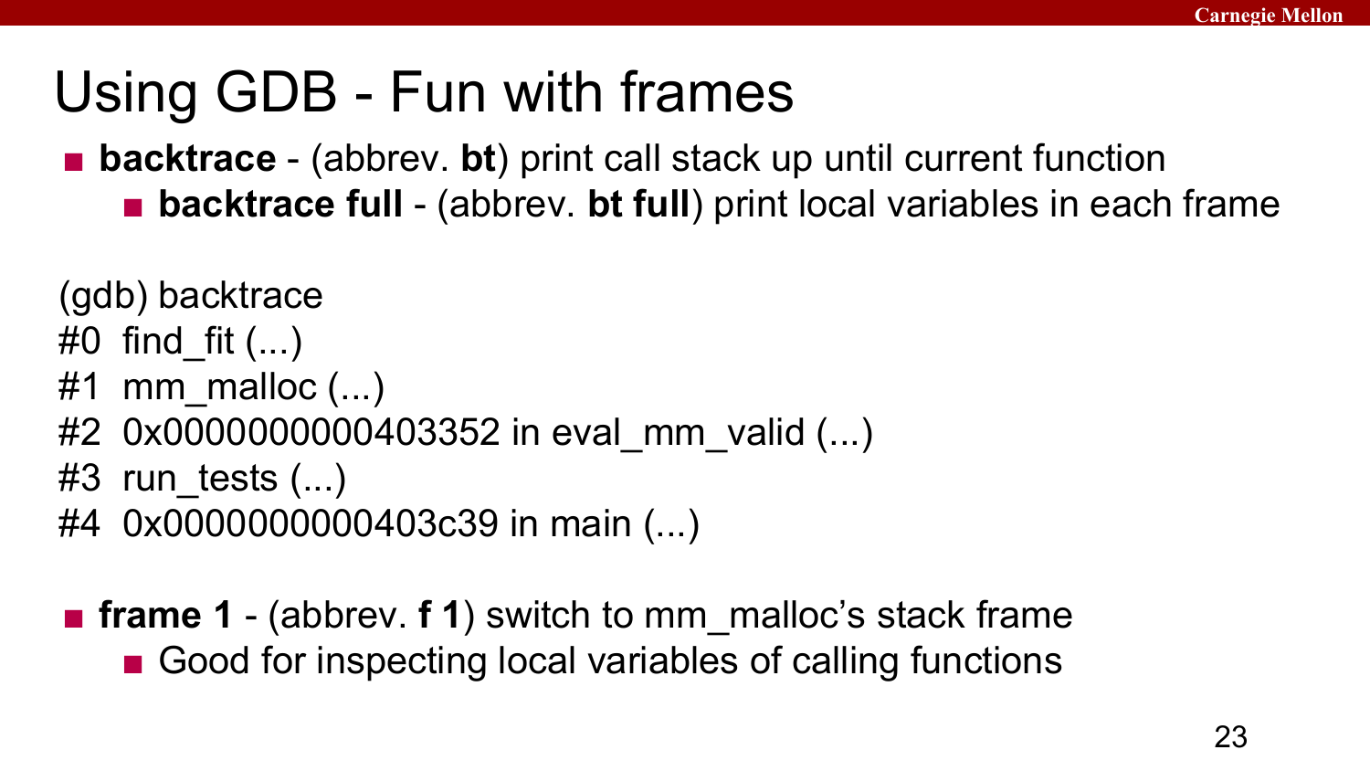# Using GDB - Fun with frames

- **backtrace** - (abbrev. **bt**) print call stack up until current function
  - **backtrace full** - (abbrev. **bt full**) print local variables in each frame

```
(gdb) backtrace
#0  find_fit (...)
#1  mm_malloc (...)
#2  0x0000000000403352 in eval_mm_valid (...)
#3  run_tests (...)
#4  0x0000000000403c39 in main (...)
```

- **frame 1** - (abbrev. **f 1**) switch to mm_malloc's stack frame
  - Good for inspecting local variables of calling functions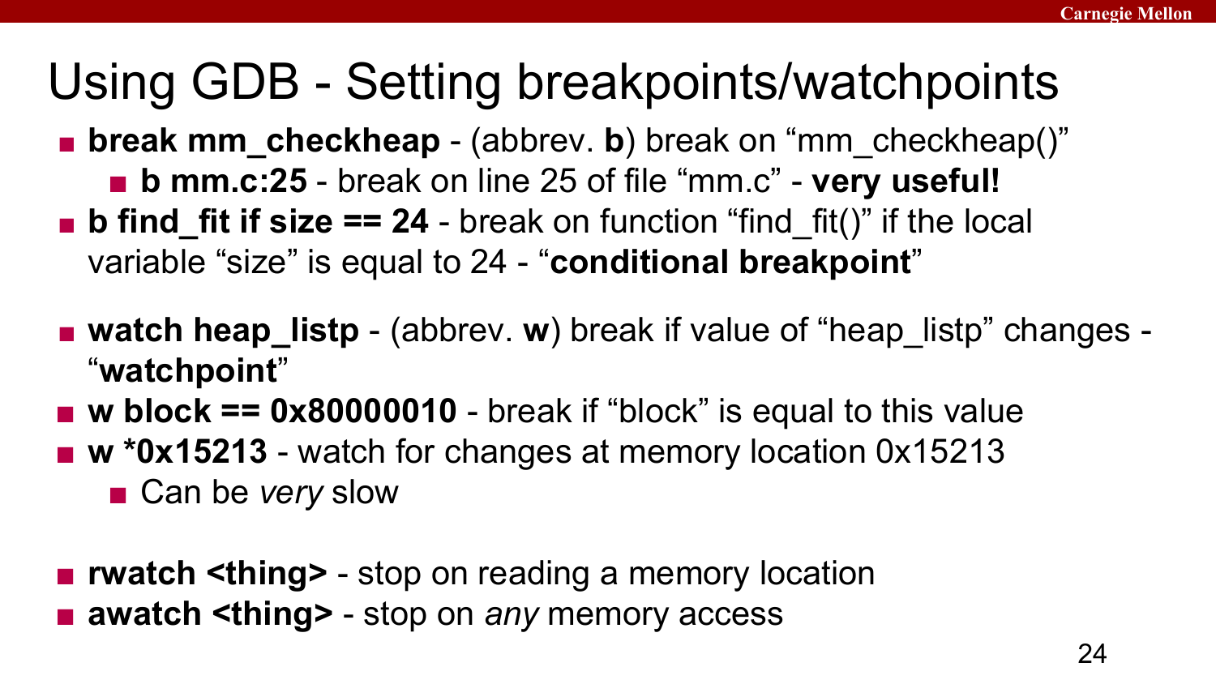# Using GDB - Setting breakpoints/watchpoints

- **break mm_checkheap** - (abbrev. **b**) break on "mm_checkheap()"
  - **b mm.c:25** - break on line 25 of file "mm.c" - **very useful!**
- **b find_fit if size == 24** - break on function "find_fit()" if the local variable "size" is equal to 24 - "**conditional breakpoint**"

- **watch heap_listp** - (abbrev. **w**) break if value of "heap_listp" changes - "**watchpoint**"
- **w block == 0x80000010** - break if "block" is equal to this value
- **w *0x15213** - watch for changes at memory location 0x15213
  - Can be *very* slow

- **rwatch <thing>** - stop on reading a memory location
- **awatch <thing>** - stop on *any* memory access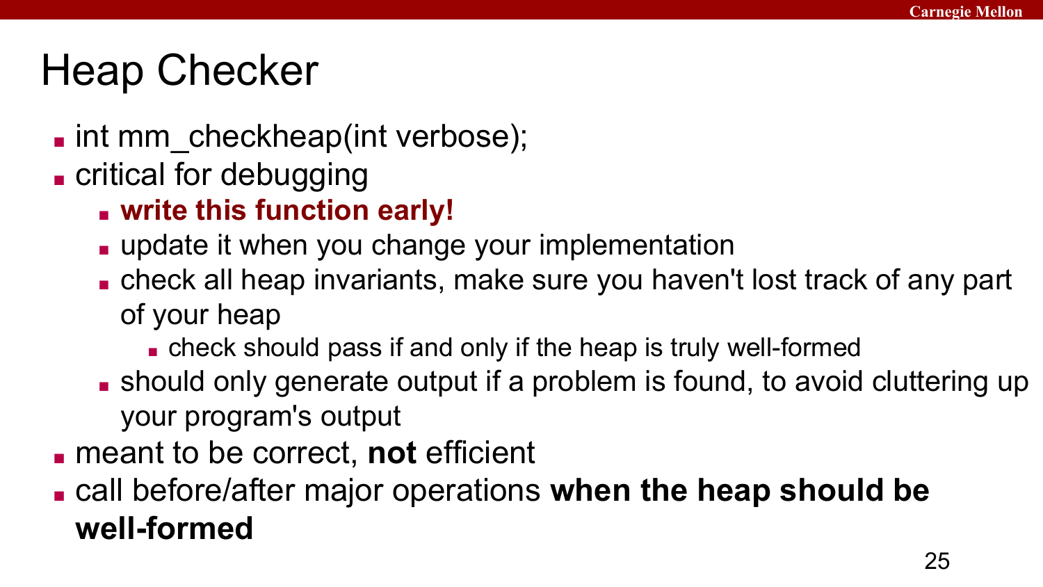# Heap Checker

- int mm_checkheap(int verbose);
- critical for debugging
  - **write this function early!**
  - update it when you change your implementation
  - check all heap invariants, make sure you haven't lost track of any part of your heap
    - check should pass if and only if the heap is truly well-formed
  - should only generate output if a problem is found, to avoid cluttering up your program's output
- meant to be correct, **not** efficient
- call before/after major operations **when the heap should be well-formed**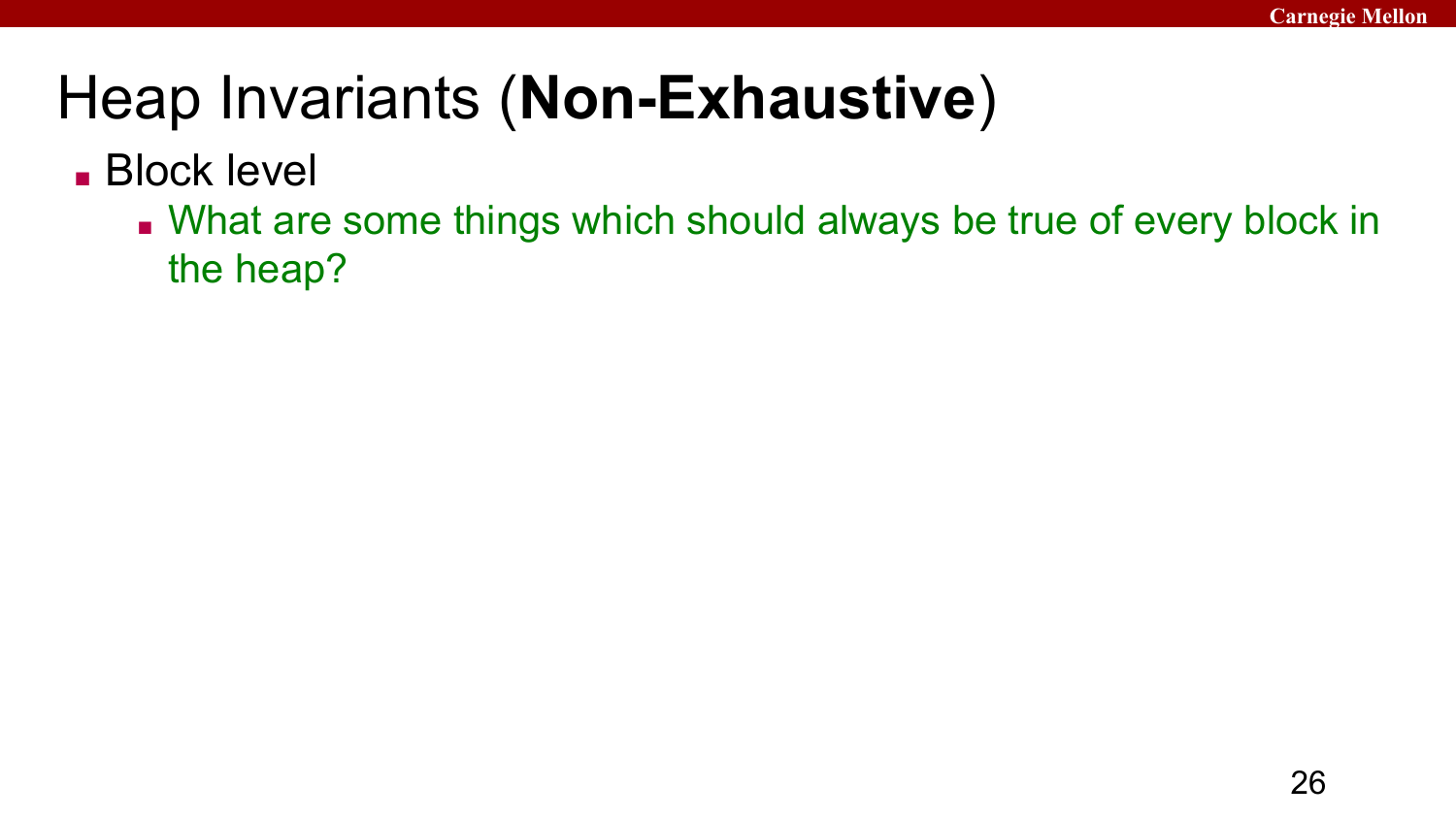# Heap Invariants (**Non-Exhaustive**)

- Block level
  - What are some things which should always be true of every block in the heap?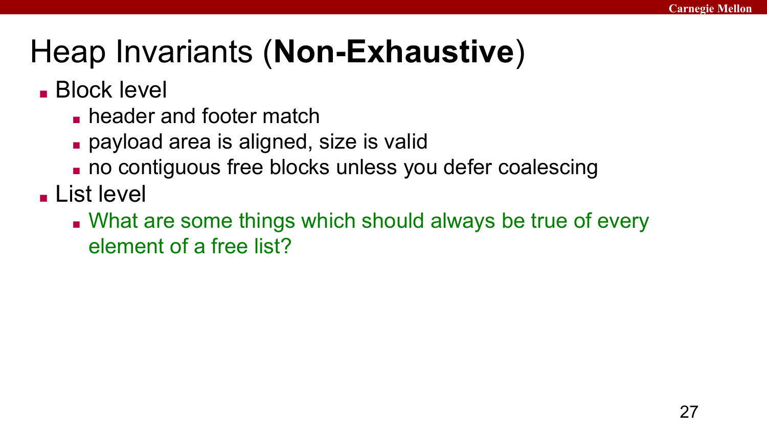# Heap Invariants (**Non-Exhaustive**)

- Block level
  - header and footer match
  - payload area is aligned, size is valid
  - no contiguous free blocks unless you defer coalescing
- List level
  - What are some things which should always be true of every element of a free list?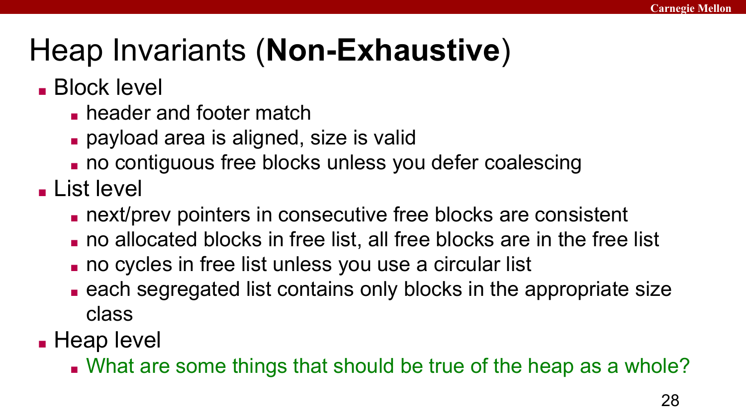# Heap Invariants (**Non-Exhaustive**)

- Block level
  - header and footer match
  - payload area is aligned, size is valid
  - no contiguous free blocks unless you defer coalescing
- List level
  - next/prev pointers in consecutive free blocks are consistent
  - no allocated blocks in free list, all free blocks are in the free list
  - no cycles in free list unless you use a circular list
  - each segregated list contains only blocks in the appropriate size class
- Heap level
  - What are some things that should be true of the heap as a whole?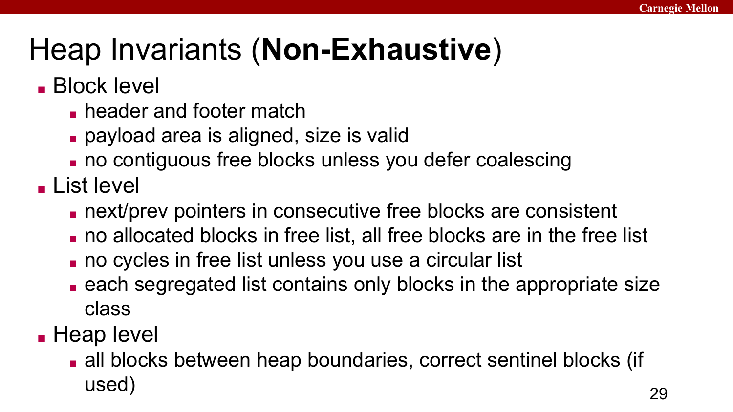# Heap Invariants (**Non-Exhaustive**)

- Block level
  - header and footer match
  - payload area is aligned, size is valid
  - no contiguous free blocks unless you defer coalescing
- List level
  - next/prev pointers in consecutive free blocks are consistent
  - no allocated blocks in free list, all free blocks are in the free list
  - no cycles in free list unless you use a circular list
  - each segregated list contains only blocks in the appropriate size class
- Heap level
  - all blocks between heap boundaries, correct sentinel blocks (if used)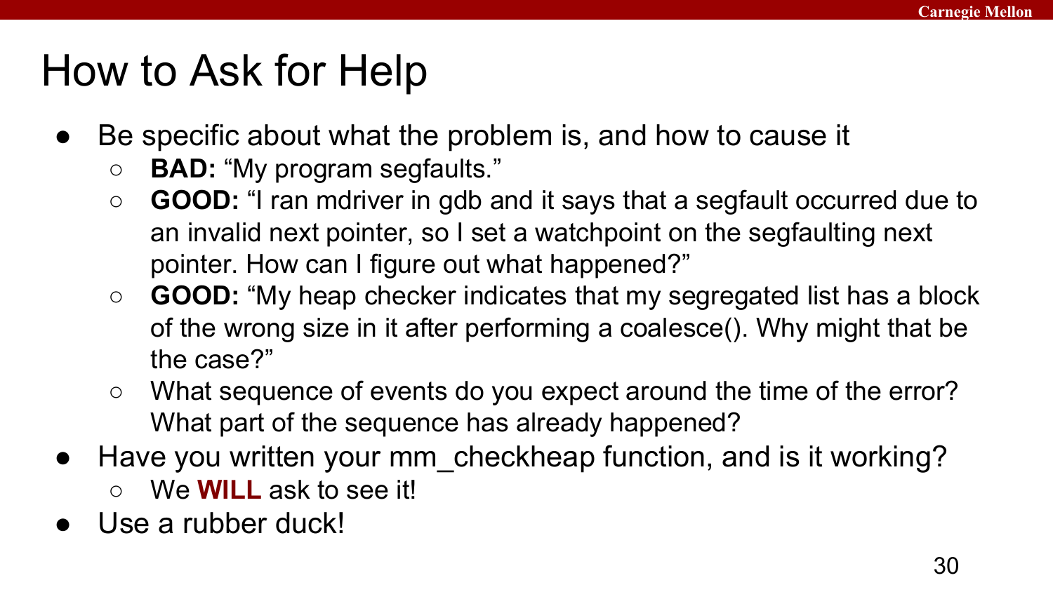# How to Ask for Help

- Be specific about what the problem is, and how to cause it
  - **BAD:** "My program segfaults."
  - **GOOD:** "I ran mdriver in gdb and it says that a segfault occurred due to an invalid next pointer, so I set a watchpoint on the segfaulting next pointer. How can I figure out what happened?"
  - **GOOD:** "My heap checker indicates that my segregated list has a block of the wrong size in it after performing a coalesce(). Why might that be the case?"
  - What sequence of events do you expect around the time of the error? What part of the sequence has already happened?
- Have you written your mm_checkheap function, and is it working?
  - We **WILL** ask to see it!
- Use a rubber duck!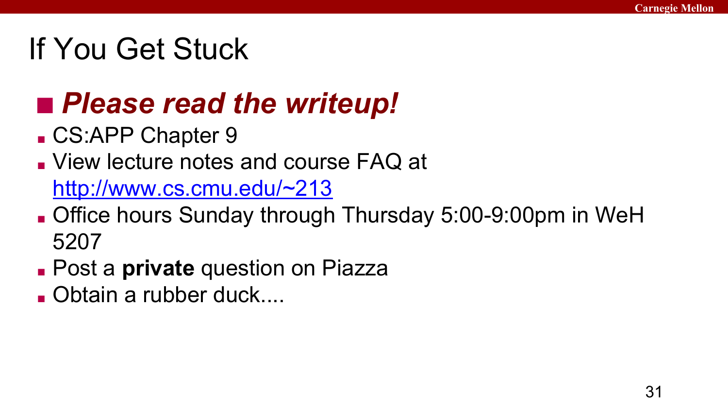# If You Get Stuck

- ***Please read the writeup!***
  - CS:APP Chapter 9
  - View lecture notes and course FAQ at [http://www.cs.cmu.edu/~213](http://www.cs.cmu.edu/~213)
  - Office hours Sunday through Thursday 5:00-9:00pm in WeH 5207
  - Post a **private** question on Piazza
  - Obtain a rubber duck....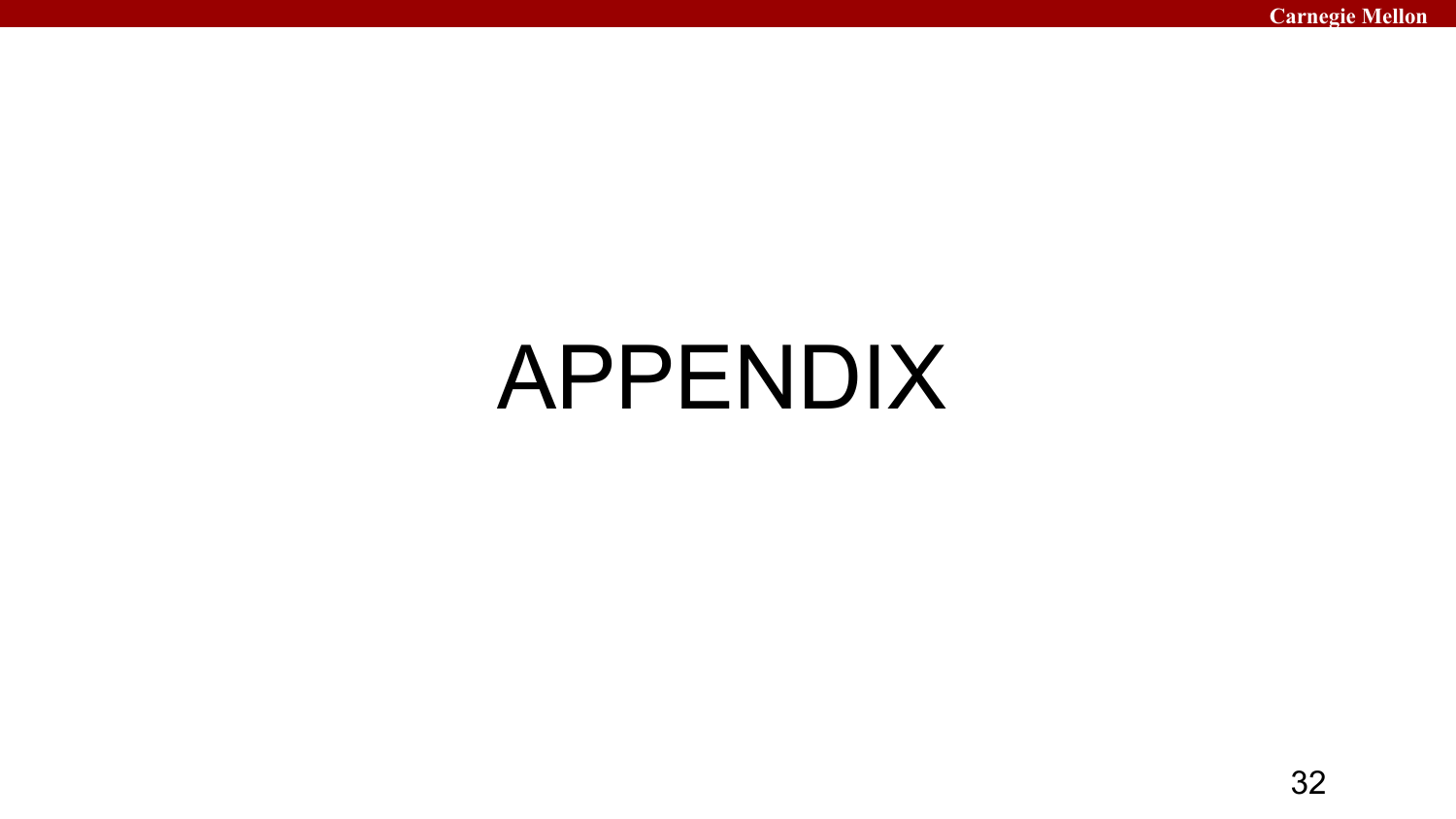# APPENDIX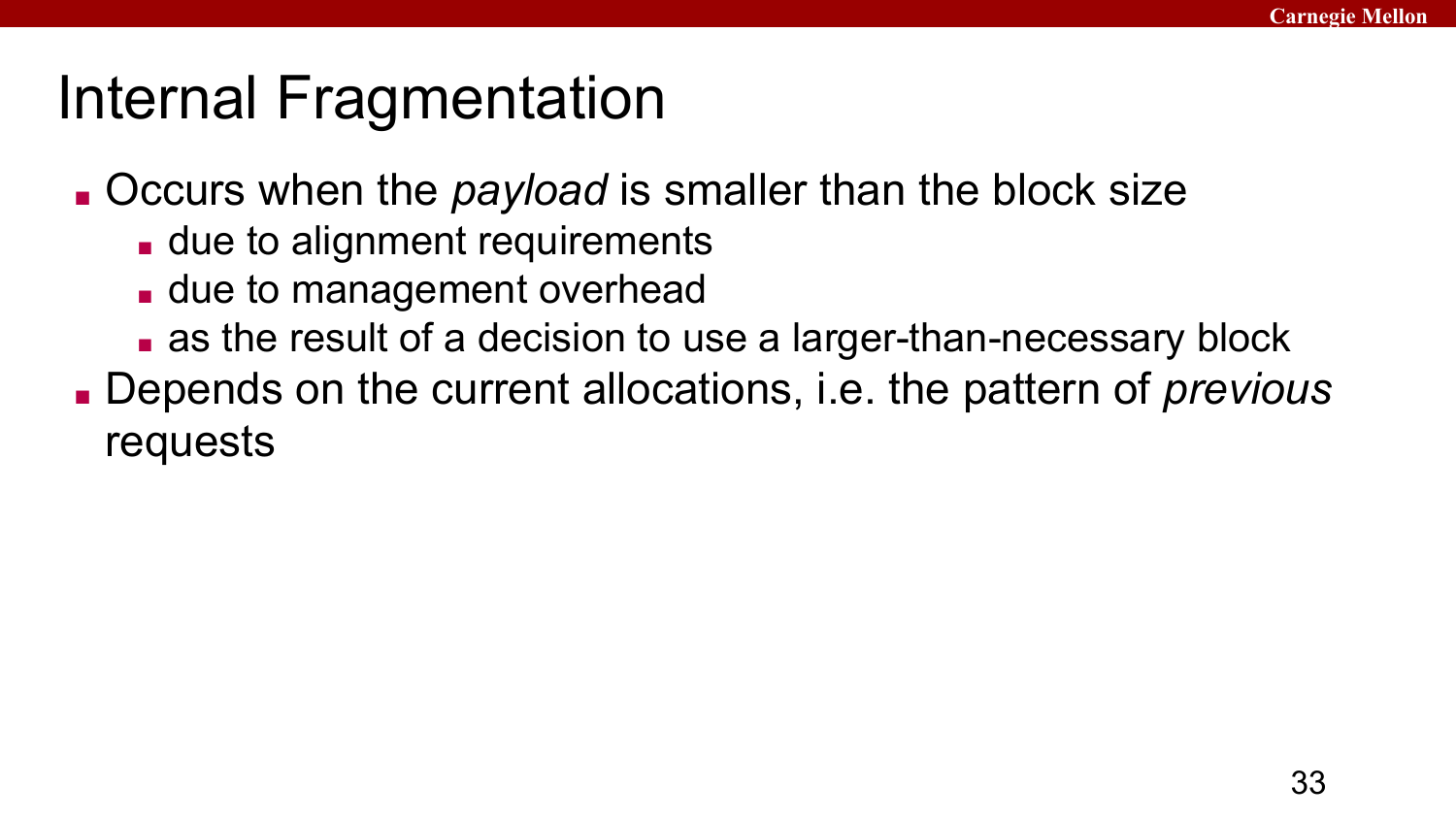# Internal Fragmentation

- Occurs when the *payload* is smaller than the block size
  - due to alignment requirements
  - due to management overhead
  - as the result of a decision to use a larger-than-necessary block
- Depends on the current allocations, i.e. the pattern of *previous* requests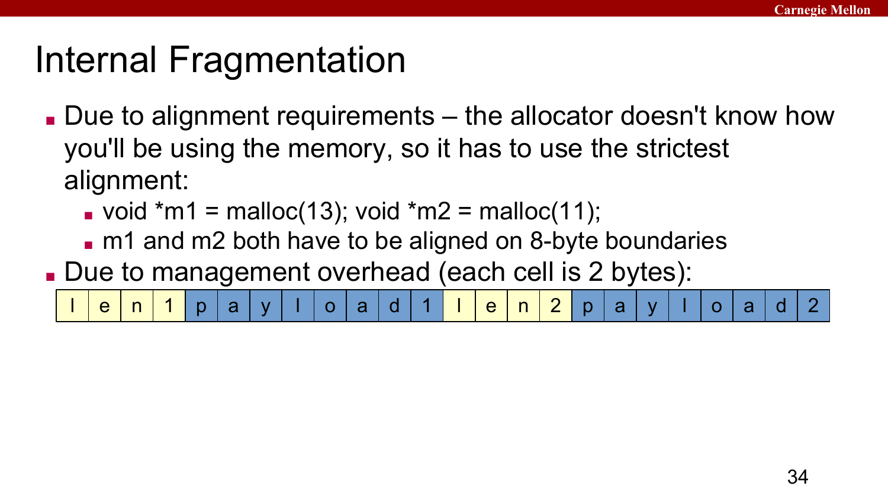# Internal Fragmentation

- Due to alignment requirements – the allocator doesn't know how you'll be using the memory, so it has to use the strictest alignment:
  - void *m1 = malloc(13); void *m2 = malloc(11);
  - m1 and m2 both have to be aligned on 8-byte boundaries
- Due to management overhead (each cell is 2 bytes):

| l | e | n | 1 | p | a | y | l | o | a | d | 1 | l | e | n | 2 | p | a | y | l | o | a | d | 2 |
|---|---|---|---|---|---|---|---|---|---|---|---|---|---|---|---|---|---|---|---|---|---|---|---|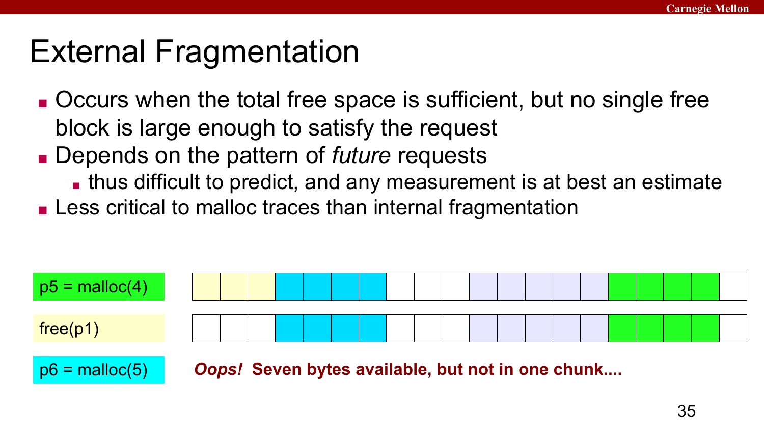# External Fragmentation

- Occurs when the total free space is sufficient, but no single free block is large enough to satisfy the request
- Depends on the pattern of *future* requests
  - thus difficult to predict, and any measurement is at best an estimate
- Less critical to malloc traces than internal fragmentation

p5 = malloc(4)

free(p1)

p6 = malloc(5)

***Oops!* Seven bytes available, but not in one chunk....**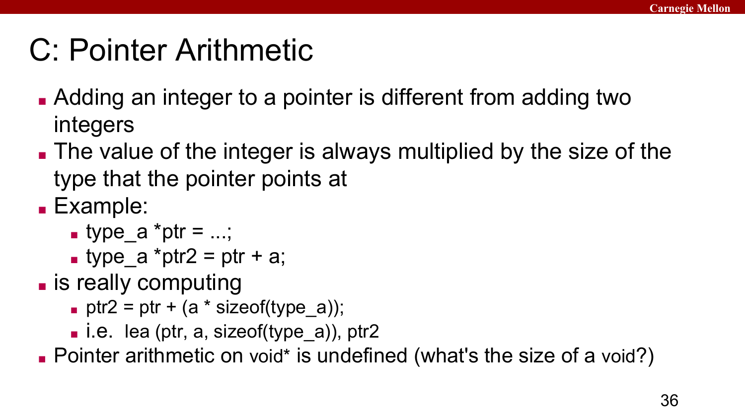# C: Pointer Arithmetic

- Adding an integer to a pointer is different from adding two integers
- The value of the integer is always multiplied by the size of the type that the pointer points at
- Example:
  - type_a *ptr = ...;
  - type_a *ptr2 = ptr + a;
- is really computing
  - ptr2 = ptr + (a * sizeof(type_a));
  - i.e. lea (ptr, a, sizeof(type_a)), ptr2
- Pointer arithmetic on void* is undefined (what's the size of a void?)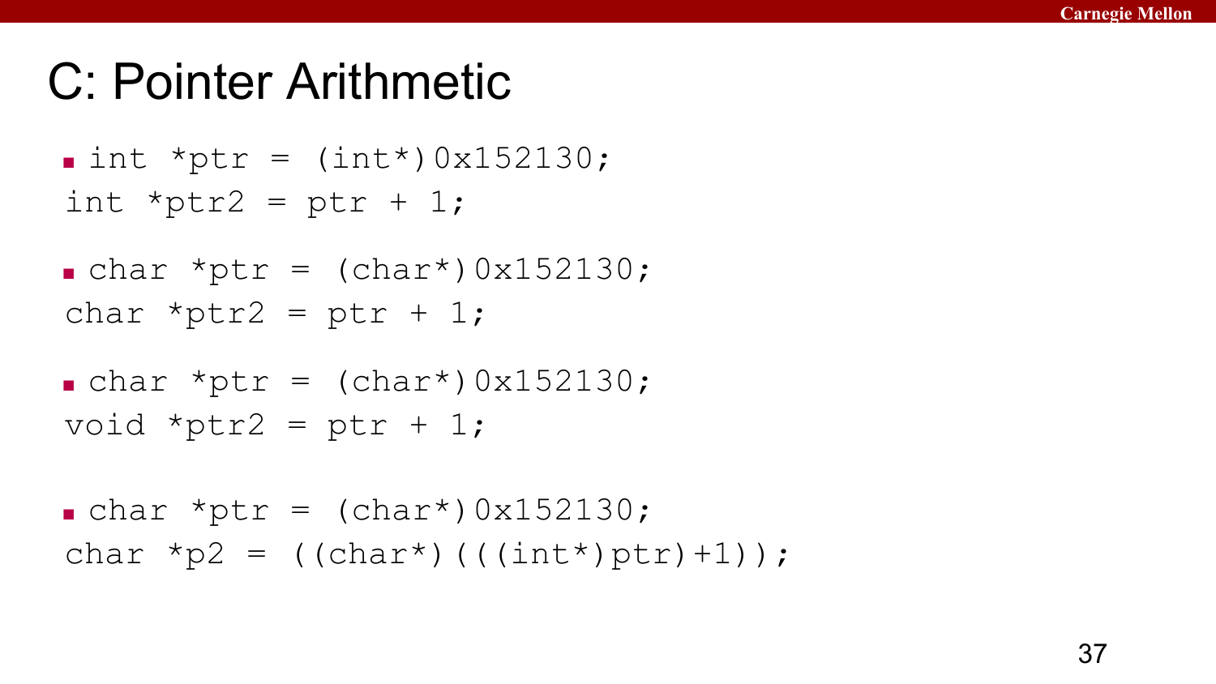# C: Pointer Arithmetic

- ```
  int *ptr = (int*)0x152130;
  int *ptr2 = ptr + 1;
  ```
- ```
  char *ptr = (char*)0x152130;
  char *ptr2 = ptr + 1;
  ```
- ```
  char *ptr = (char*)0x152130;
  void *ptr2 = ptr + 1;
  ```
- ```
  char *ptr = (char*)0x152130;
  char *p2 = ((char*)(((int*)ptr)+1));
  ```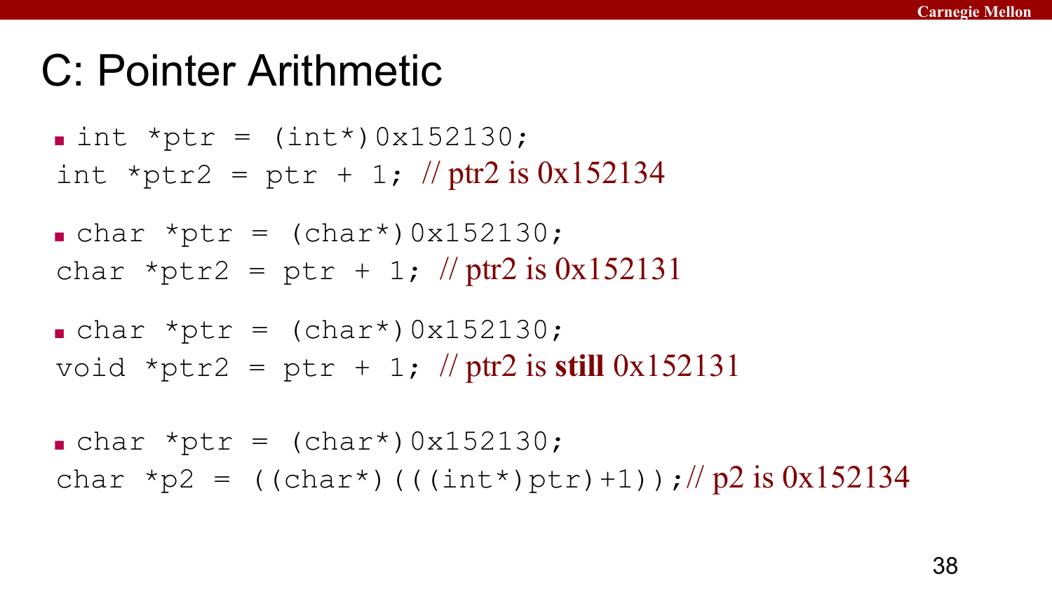# C: Pointer Arithmetic

- ```
  int *ptr = (int*)0x152130;
  int *ptr2 = ptr + 1; // ptr2 is 0x152134
  ```
- ```
  char *ptr = (char*)0x152130;
  char *ptr2 = ptr + 1; // ptr2 is 0x152131
  ```
- ```
  char *ptr = (char*)0x152130;
  void *ptr2 = ptr + 1; // ptr2 is still 0x152131
  ```
- ```
  char *ptr = (char*)0x152130;
  char *p2 = ((char*)(((int*)ptr)+1));// p2 is 0x152134
  ```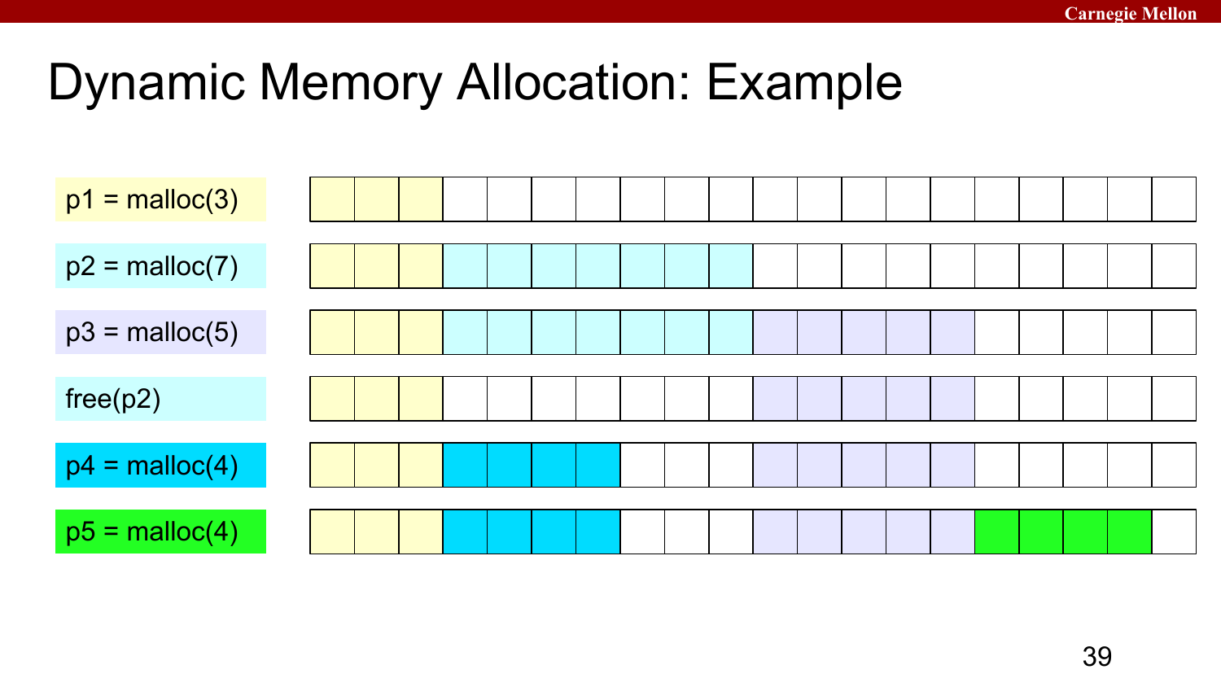# Dynamic Memory Allocation: Example

p1 = malloc(3)

p2 = malloc(7)

p3 = malloc(5)

free(p2)

p4 = malloc(4)

p5 = malloc(4)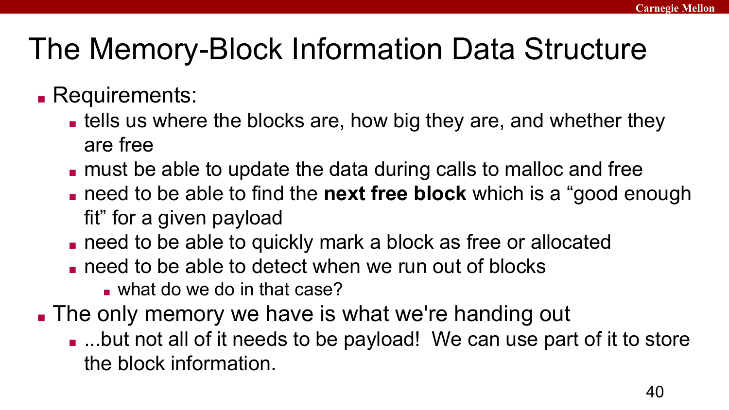# The Memory-Block Information Data Structure

- Requirements:
  - tells us where the blocks are, how big they are, and whether they are free
  - must be able to update the data during calls to malloc and free
  - need to be able to find the **next free block** which is a “good enough fit” for a given payload
  - need to be able to quickly mark a block as free or allocated
  - need to be able to detect when we run out of blocks
    - what do we do in that case?
- The only memory we have is what we're handing out
  - ...but not all of it needs to be payload! We can use part of it to store the block information.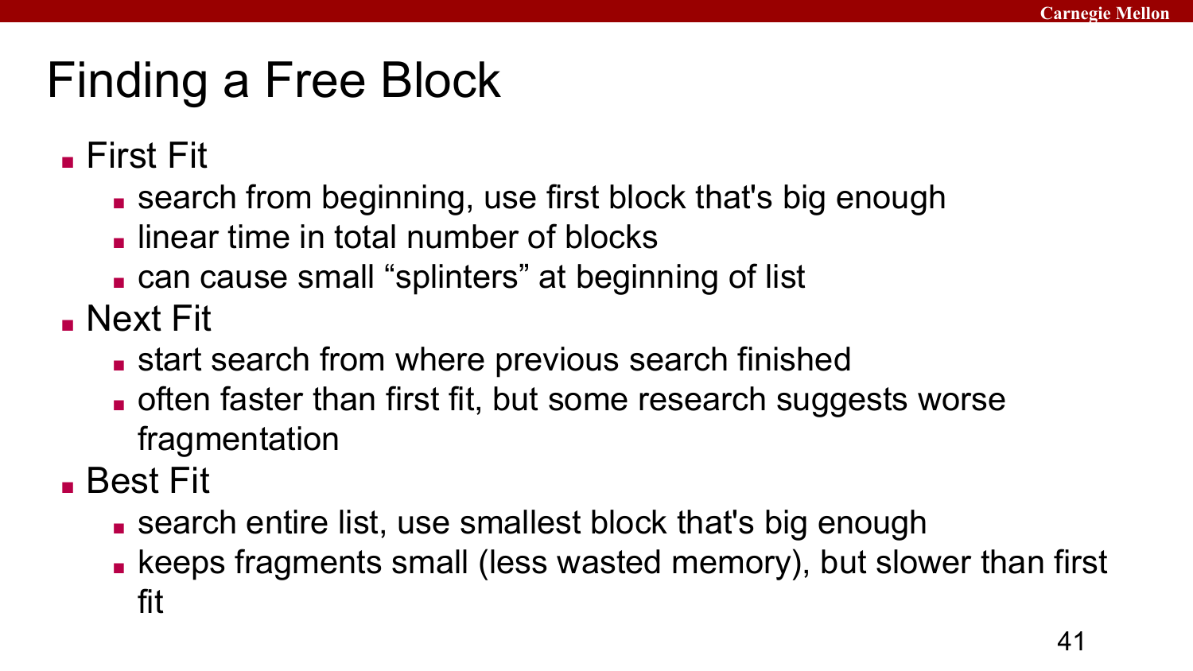# Finding a Free Block

- First Fit
  - search from beginning, use first block that's big enough
  - linear time in total number of blocks
  - can cause small "splinters" at beginning of list
- Next Fit
  - start search from where previous search finished
  - often faster than first fit, but some research suggests worse fragmentation
- Best Fit
  - search entire list, use smallest block that's big enough
  - keeps fragments small (less wasted memory), but slower than first fit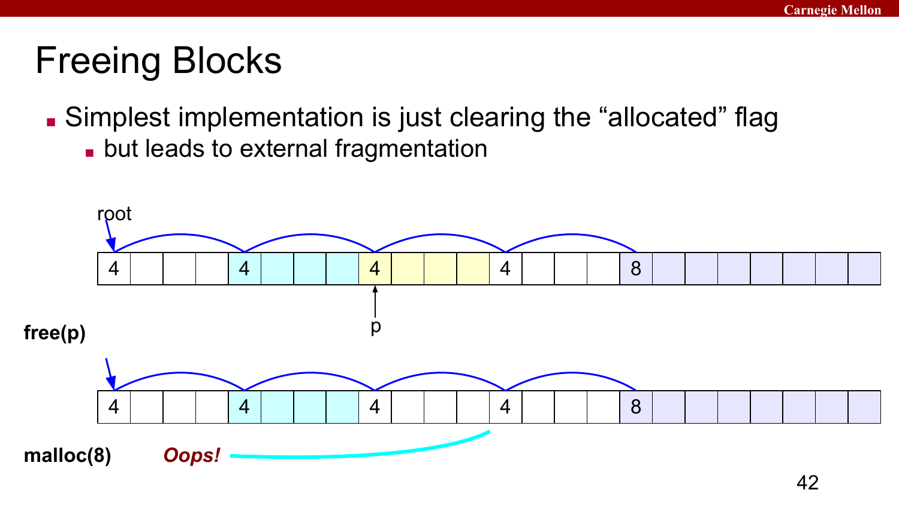# Freeing Blocks

- Simplest implementation is just clearing the "allocated" flag
  - but leads to external fragmentation

root

| 4 | | | | 4 | | | | 4 | | | | 4 | | | | 8 | | | | | | | |
|---|---|---|---|---|---|---|---|---|---|---|---|---|---|---|---|---|---|---|---|---|---|---|---|

p

**free(p)**

| 4 | | | | 4 | | | | 4 | | | | 4 | | | | 8 | | | | | | | |
|---|---|---|---|---|---|---|---|---|---|---|---|---|---|---|---|---|---|---|---|---|---|---|---|

**malloc(8)** ***Oops!***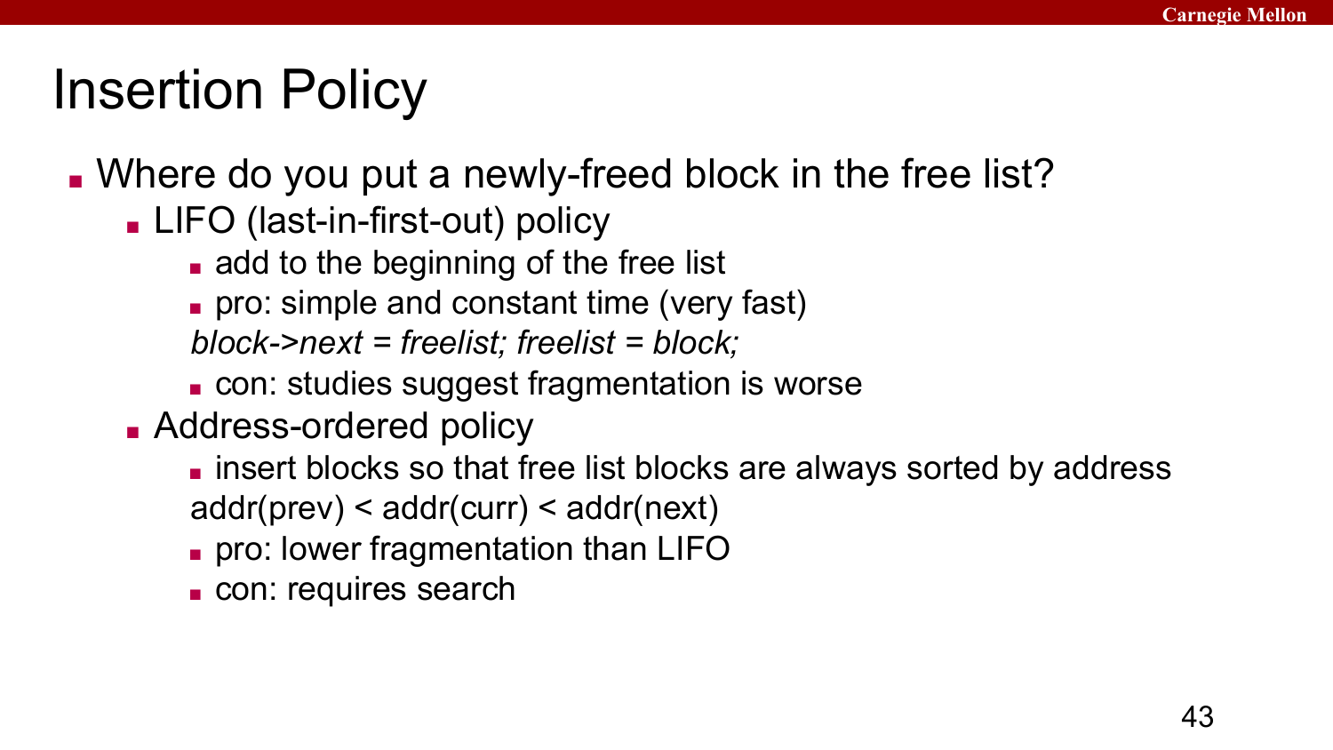# Insertion Policy

- Where do you put a newly-freed block in the free list?
  - LIFO (last-in-first-out) policy
    - add to the beginning of the free list
    - pro: simple and constant time (very fast)

      *block->next = freelist; freelist = block;*
    - con: studies suggest fragmentation is worse
  - Address-ordered policy
    - insert blocks so that free list blocks are always sorted by address

      addr(prev) < addr(curr) < addr(next)
    - pro: lower fragmentation than LIFO
    - con: requires search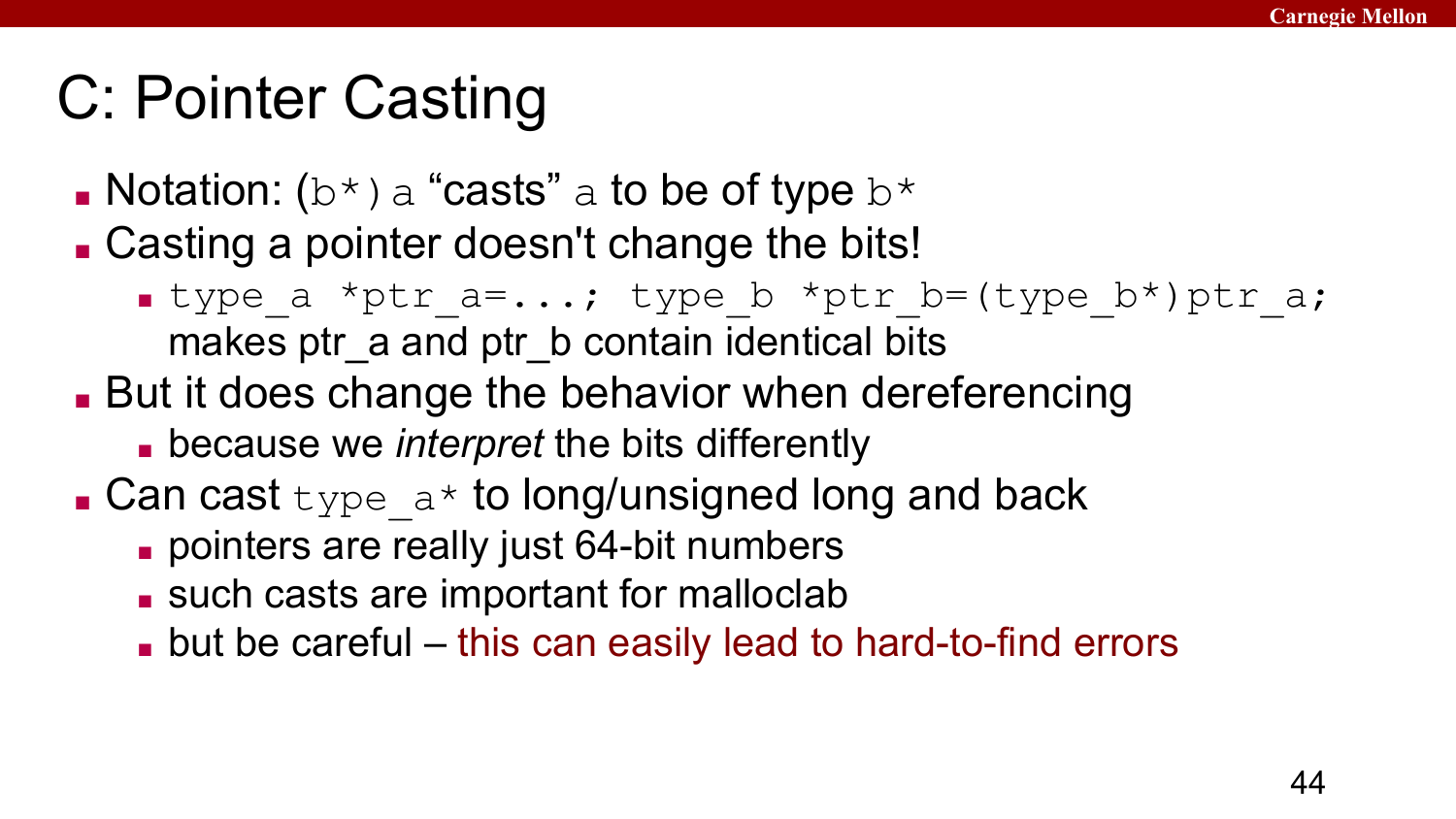# C: Pointer Casting

- Notation: `(b*) a` "casts" `a` to be of type `b*`
- Casting a pointer doesn't change the bits!
  - `type_a *ptr_a=...; type_b *ptr_b=(type_b*)ptr_a;` makes ptr_a and ptr_b contain identical bits
- But it does change the behavior when dereferencing
  - because we *interpret* the bits differently
- Can cast `type_a*` to long/unsigned long and back
  - pointers are really just 64-bit numbers
  - such casts are important for malloclab
  - but be careful – this can easily lead to hard-to-find errors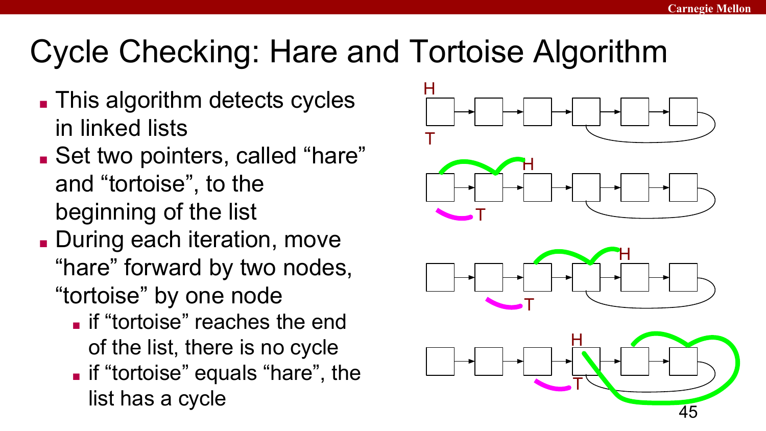# Cycle Checking: Hare and Tortoise Algorithm

- This algorithm detects cycles in linked lists
- Set two pointers, called "hare" and "tortoise", to the beginning of the list
- During each iteration, move "hare" forward by two nodes, "tortoise" by one node
  - if "tortoise" reaches the end of the list, there is no cycle
  - if "tortoise" equals "hare", the list has a cycle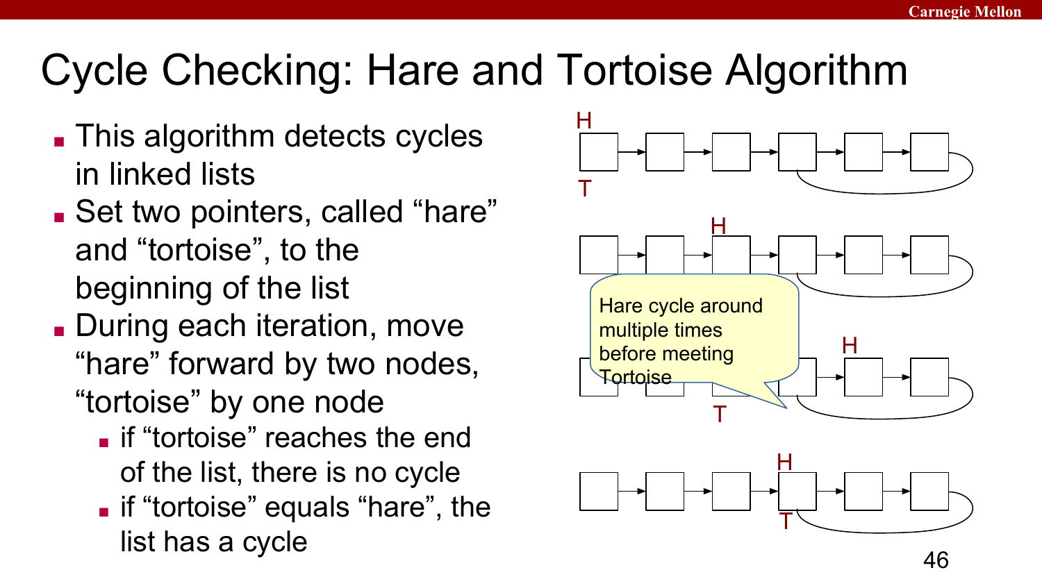# Cycle Checking: Hare and Tortoise Algorithm

- This algorithm detects cycles in linked lists
- Set two pointers, called "hare" and "tortoise", to the beginning of the list
- During each iteration, move "hare" forward by two nodes, "tortoise" by one node
  - if "tortoise" reaches the end of the list, there is no cycle
  - if "tortoise" equals "hare", the list has a cycle

Hare cycle around multiple times before meeting Tortoise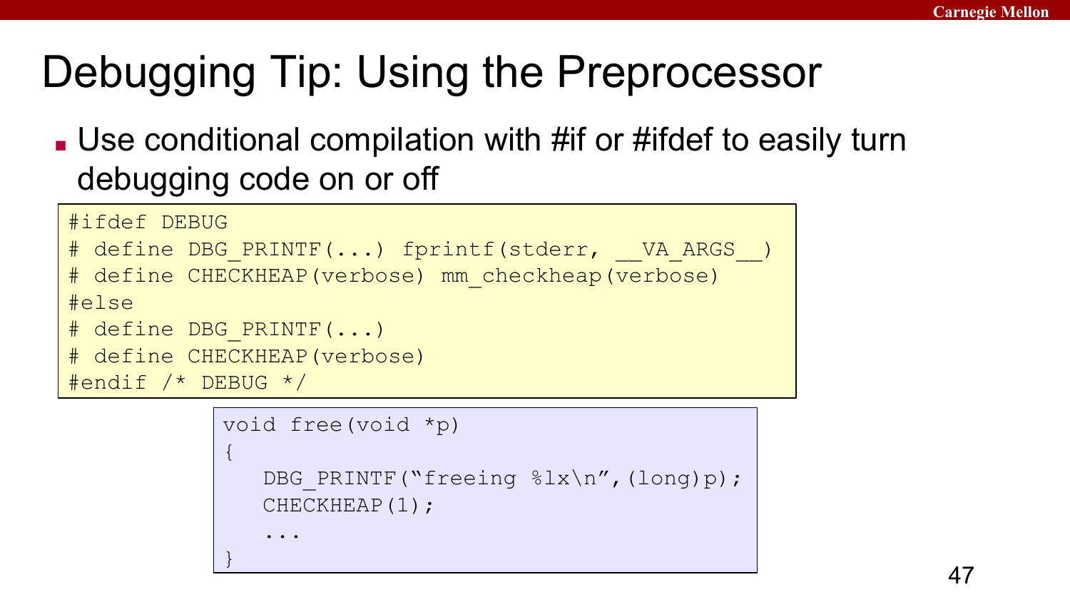# Debugging Tip: Using the Preprocessor

- Use conditional compilation with #if or #ifdef to easily turn debugging code on or off

```
#ifdef DEBUG
# define DBG_PRINTF(...) fprintf(stderr, __VA_ARGS__)
# define CHECKHEAP(verbose) mm_checkheap(verbose)
#else
# define DBG_PRINTF(...)
# define CHECKHEAP(verbose)
#endif /* DEBUG */
```

```
void free(void *p)
{
   DBG_PRINTF("freeing %lx\n",(long)p);
   CHECKHEAP(1);
   ...
}
```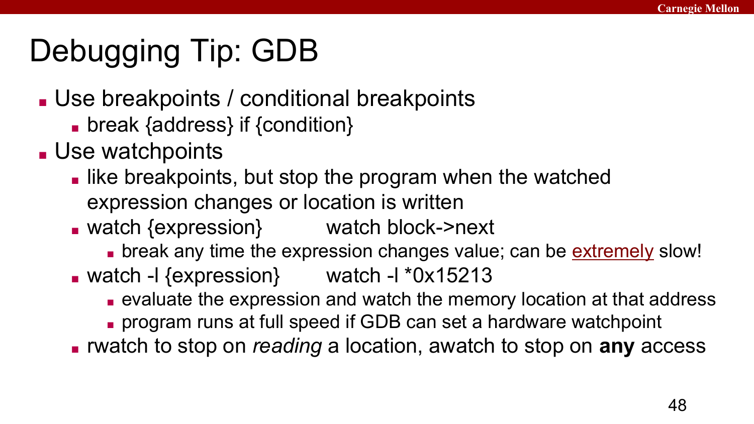# Debugging Tip: GDB

- Use breakpoints / conditional breakpoints
  - break {address} if {condition}
- Use watchpoints
  - like breakpoints, but stop the program when the watched expression changes or location is written
  - watch {expression}    watch block->next
    - break any time the expression changes value; can be extremely slow!
  - watch -l {expression}    watch -l *0x15213
    - evaluate the expression and watch the memory location at that address
    - program runs at full speed if GDB can set a hardware watchpoint
  - rwatch to stop on *reading* a location, awatch to stop on **any** access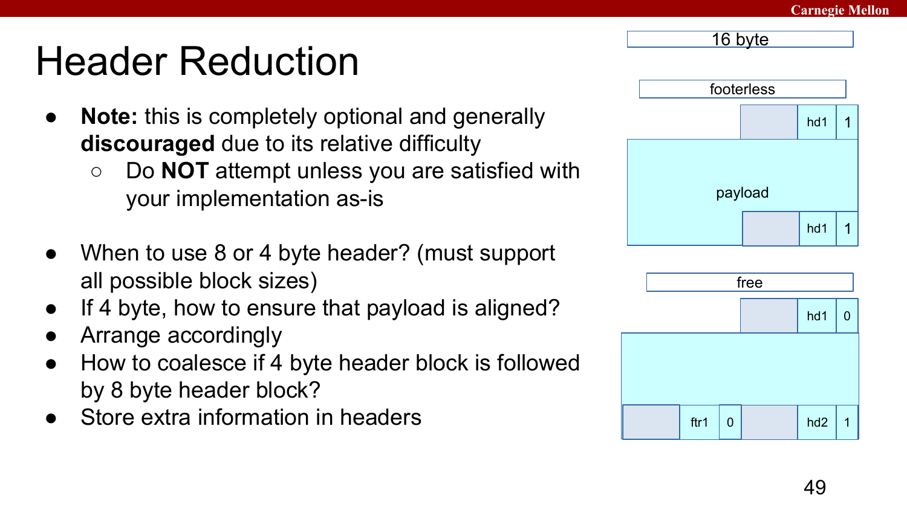# Header Reduction

- **Note:** this is completely optional and generally **discouraged** due to its relative difficulty
  - Do **NOT** attempt unless you are satisfied with your implementation as-is

- When to use 8 or 4 byte header? (must support all possible block sizes)
- If 4 byte, how to ensure that payload is aligned?
- Arrange accordingly
- How to coalesce if 4 byte header block is followed by 8 byte header block?
- Store extra information in headers

16 byte

footerless

hd1 1

payload

hd1 1

free

hd1 0

ftr1 0

hd2 1